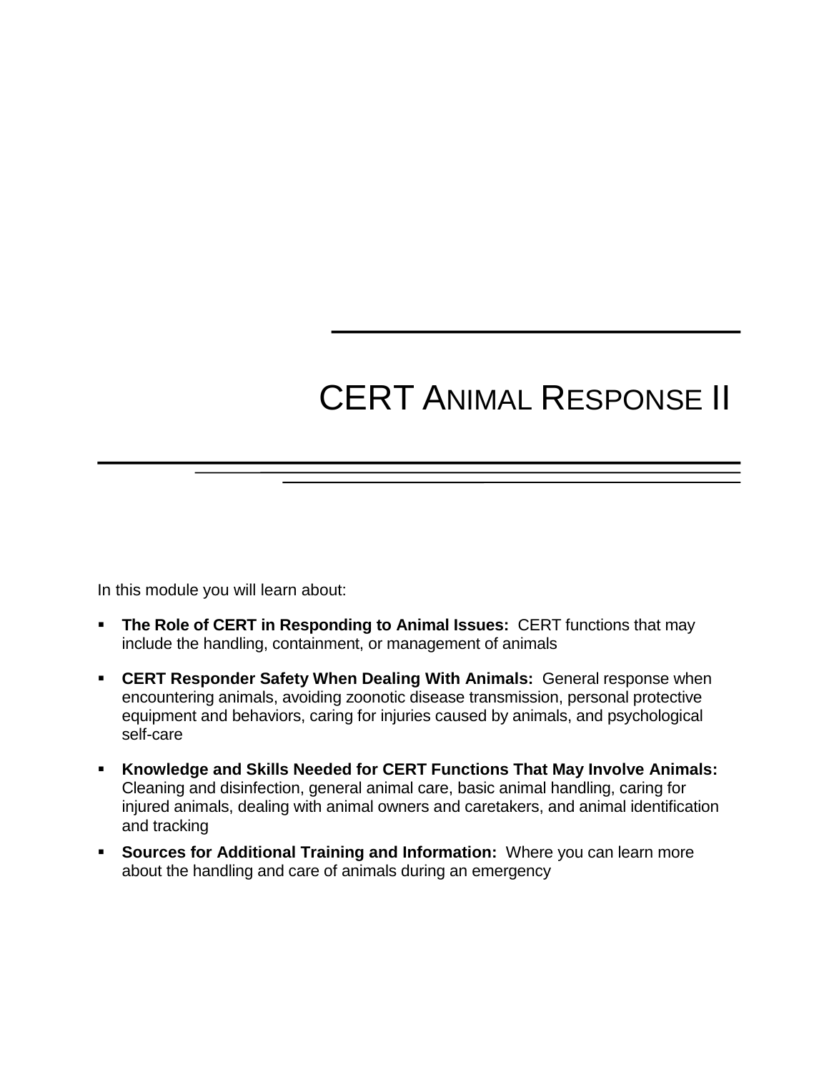# CERT Animal Response II

In this module you will learn about:

- **The Role of CERT in Responding to Animal Issues:** CERT functions that may include the handling, containment, or management of animals
- **CERT Responder Safety When Dealing With Animals:** General response when encountering animals, avoiding zoonotic disease transmission, personal protective equipment and behaviors, caring for injuries caused by animals, and psychological self-care
- **Knowledge and Skills Needed for CERT Functions That May Involve Animals:** Cleaning and disinfection, general animal care, basic animal handling, caring for injured animals, dealing with animal owners and caretakers, and animal identification and tracking
- **Sources for Additional Training and Information:** Where you can learn more about the handling and care of animals during an emergency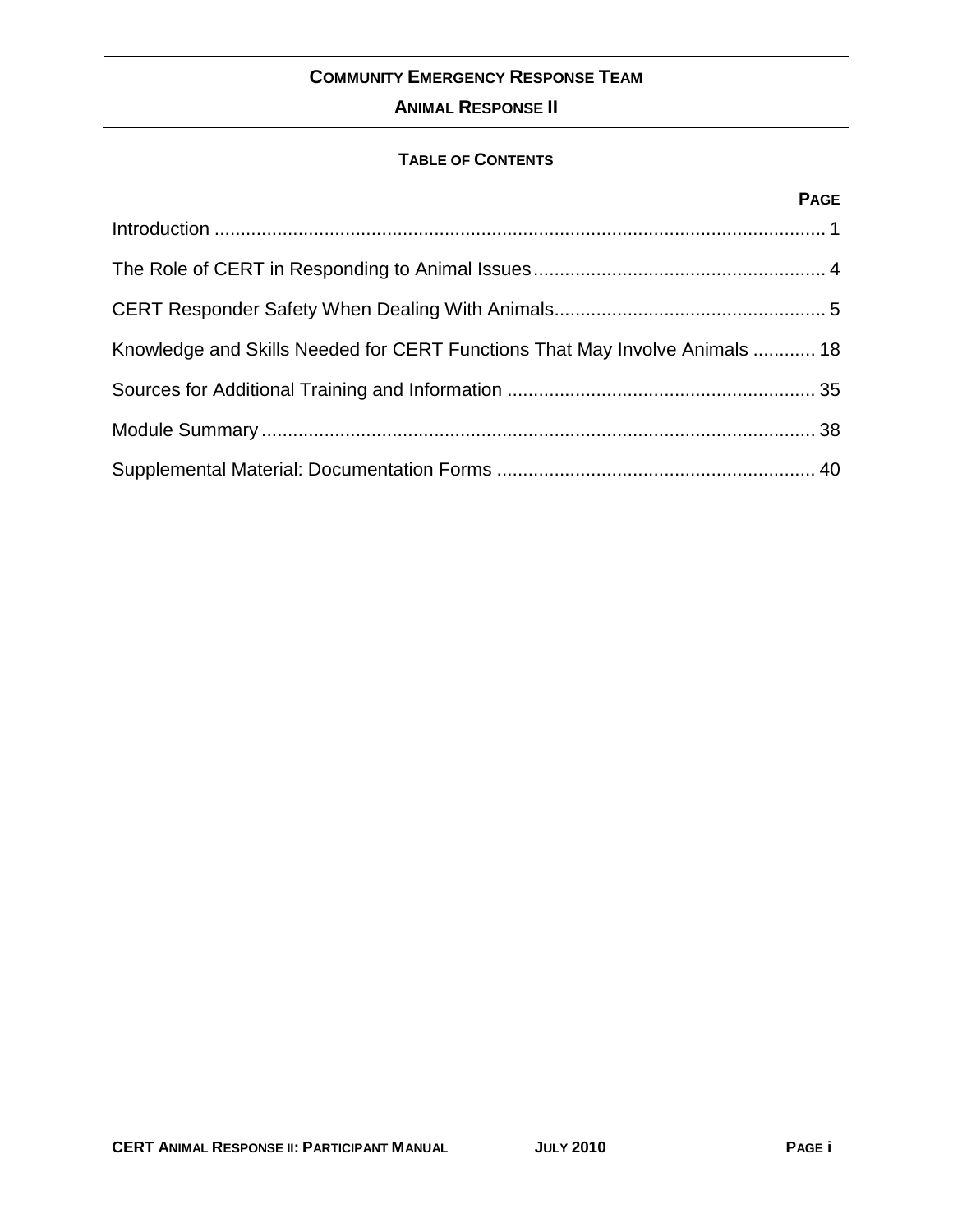# Community Emergency Response Team

## Animal Response II

### Table of Contents

| | Page |
|---|---|
| Introduction | 1 |
| The Role of CERT in Responding to Animal Issues | 4 |
| CERT Responder Safety When Dealing With Animals | 5 |
| Knowledge and Skills Needed for CERT Functions That May Involve Animals | 18 |
| Sources for Additional Training and Information | 35 |
| Module Summary | 38 |
| Supplemental Material: Documentation Forms | 40 |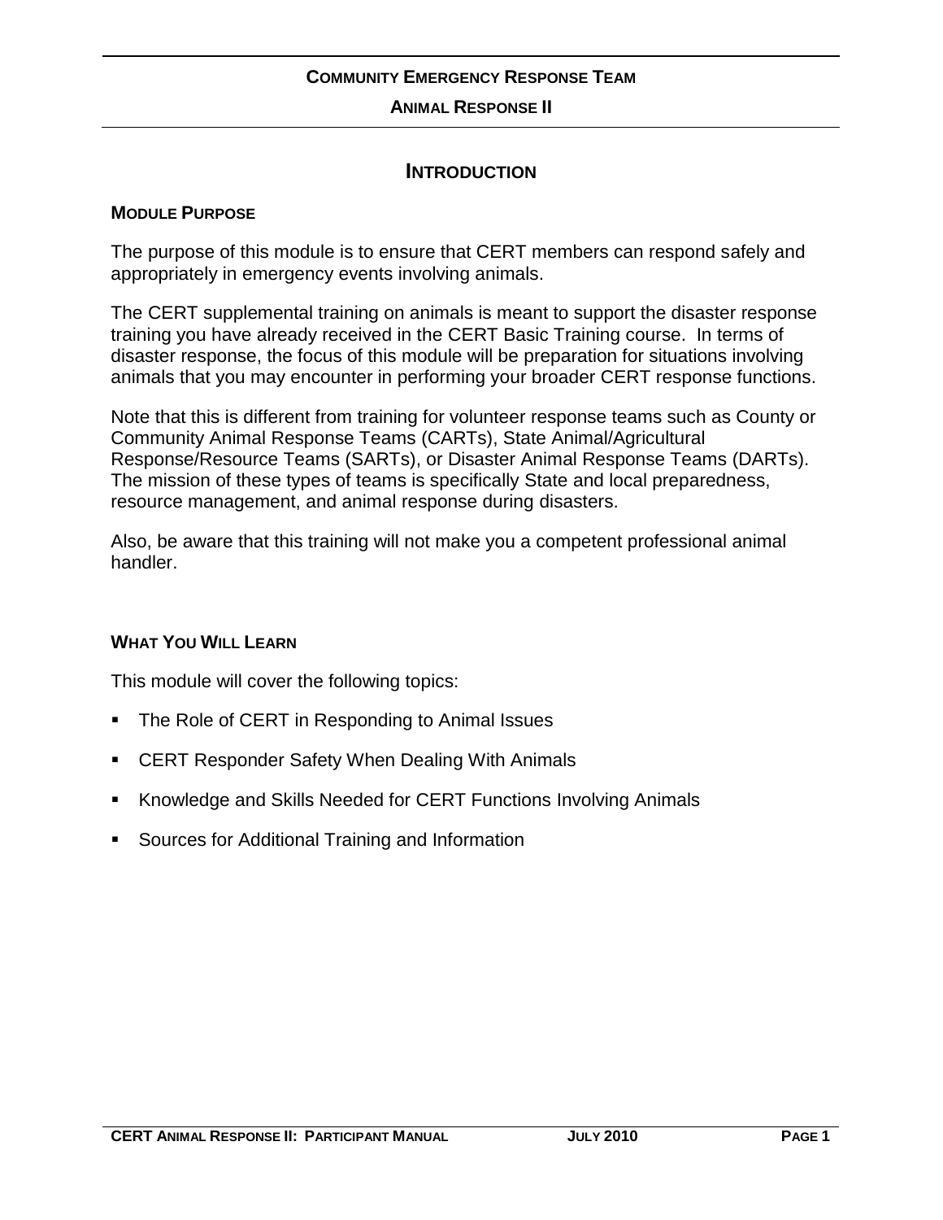# INTRODUCTION

## MODULE PURPOSE

The purpose of this module is to ensure that CERT members can respond safely and appropriately in emergency events involving animals.

The CERT supplemental training on animals is meant to support the disaster response training you have already received in the CERT Basic Training course. In terms of disaster response, the focus of this module will be preparation for situations involving animals that you may encounter in performing your broader CERT response functions.

Note that this is different from training for volunteer response teams such as County or Community Animal Response Teams (CARTs), State Animal/Agricultural Response/Resource Teams (SARTs), or Disaster Animal Response Teams (DARTs). The mission of these types of teams is specifically State and local preparedness, resource management, and animal response during disasters.

Also, be aware that this training will not make you a competent professional animal handler.

## WHAT YOU WILL LEARN

This module will cover the following topics:

- The Role of CERT in Responding to Animal Issues
- CERT Responder Safety When Dealing With Animals
- Knowledge and Skills Needed for CERT Functions Involving Animals
- Sources for Additional Training and Information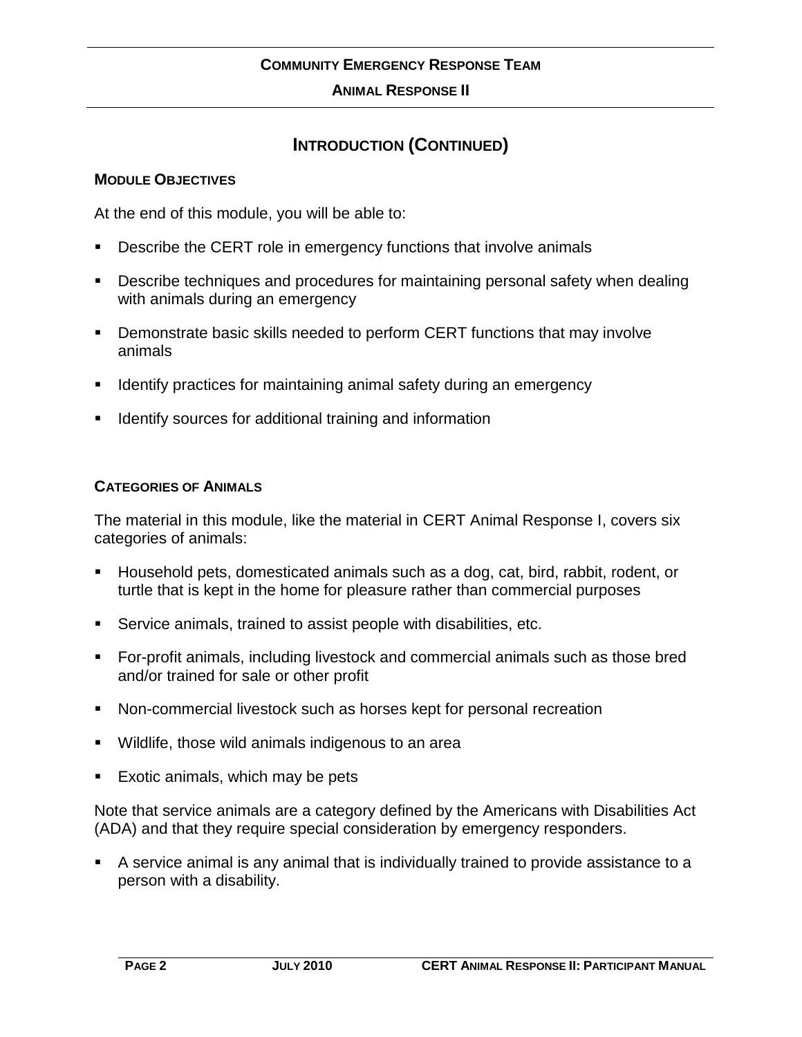## INTRODUCTION (CONTINUED)

### MODULE OBJECTIVES

At the end of this module, you will be able to:

- Describe the CERT role in emergency functions that involve animals
- Describe techniques and procedures for maintaining personal safety when dealing with animals during an emergency
- Demonstrate basic skills needed to perform CERT functions that may involve animals
- Identify practices for maintaining animal safety during an emergency
- Identify sources for additional training and information

### CATEGORIES OF ANIMALS

The material in this module, like the material in CERT Animal Response I, covers six categories of animals:

- Household pets, domesticated animals such as a dog, cat, bird, rabbit, rodent, or turtle that is kept in the home for pleasure rather than commercial purposes
- Service animals, trained to assist people with disabilities, etc.
- For-profit animals, including livestock and commercial animals such as those bred and/or trained for sale or other profit
- Non-commercial livestock such as horses kept for personal recreation
- Wildlife, those wild animals indigenous to an area
- Exotic animals, which may be pets

Note that service animals are a category defined by the Americans with Disabilities Act (ADA) and that they require special consideration by emergency responders.

- A service animal is any animal that is individually trained to provide assistance to a person with a disability.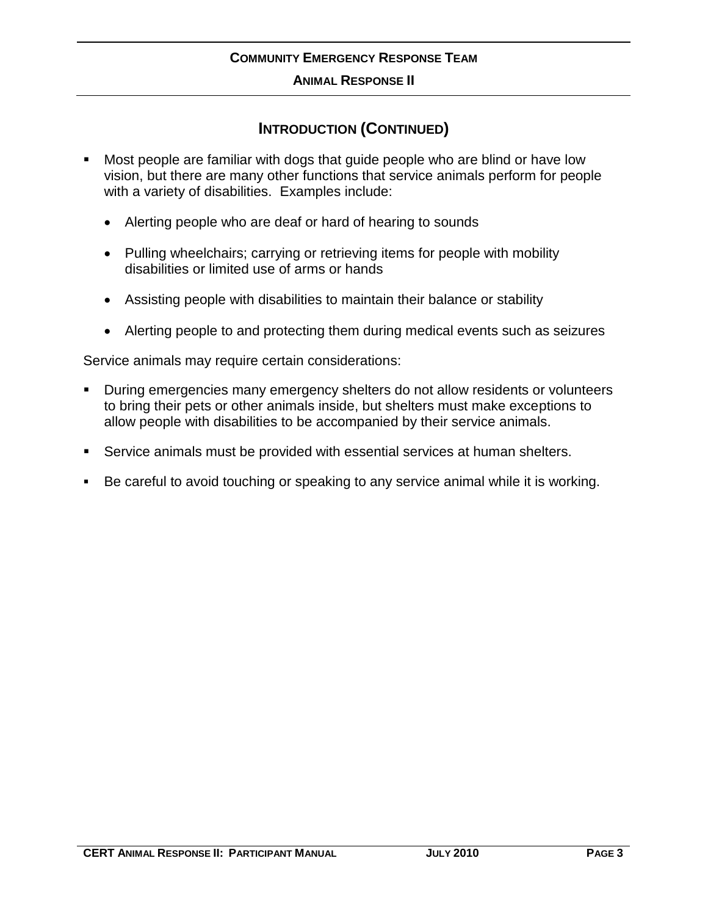## Introduction (Continued)

- Most people are familiar with dogs that guide people who are blind or have low vision, but there are many other functions that service animals perform for people with a variety of disabilities. Examples include:
  - Alerting people who are deaf or hard of hearing to sounds
  - Pulling wheelchairs; carrying or retrieving items for people with mobility disabilities or limited use of arms or hands
  - Assisting people with disabilities to maintain their balance or stability
  - Alerting people to and protecting them during medical events such as seizures

Service animals may require certain considerations:

- During emergencies many emergency shelters do not allow residents or volunteers to bring their pets or other animals inside, but shelters must make exceptions to allow people with disabilities to be accompanied by their service animals.
- Service animals must be provided with essential services at human shelters.
- Be careful to avoid touching or speaking to any service animal while it is working.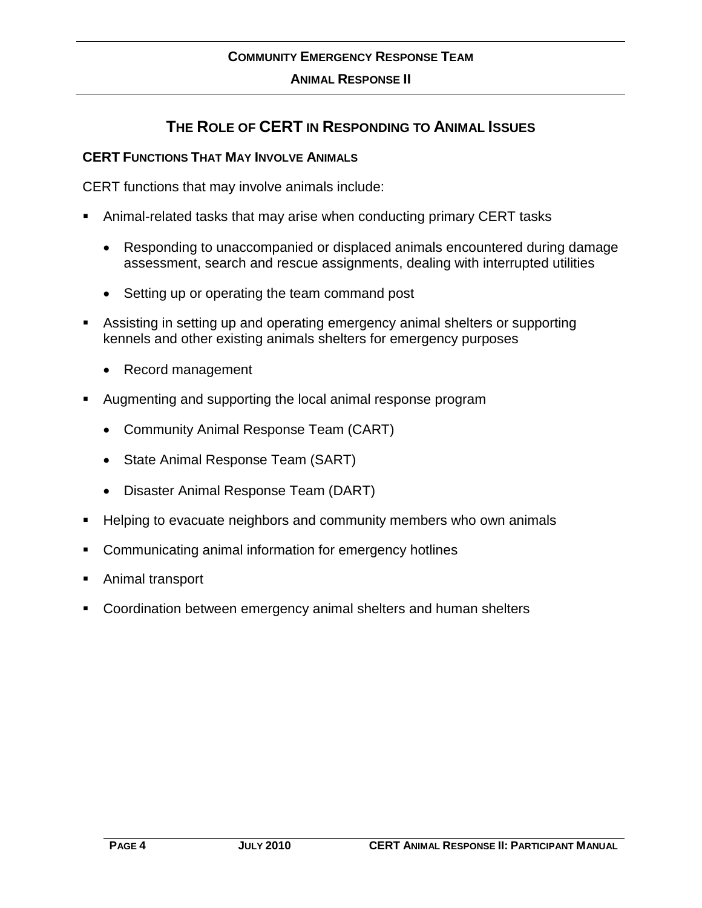# The Role of CERT in Responding to Animal Issues

## CERT Functions That May Involve Animals

CERT functions that may involve animals include:

- Animal-related tasks that may arise when conducting primary CERT tasks
  - Responding to unaccompanied or displaced animals encountered during damage assessment, search and rescue assignments, dealing with interrupted utilities
  - Setting up or operating the team command post
- Assisting in setting up and operating emergency animal shelters or supporting kennels and other existing animals shelters for emergency purposes
  - Record management
- Augmenting and supporting the local animal response program
  - Community Animal Response Team (CART)
  - State Animal Response Team (SART)
  - Disaster Animal Response Team (DART)
- Helping to evacuate neighbors and community members who own animals
- Communicating animal information for emergency hotlines
- Animal transport
- Coordination between emergency animal shelters and human shelters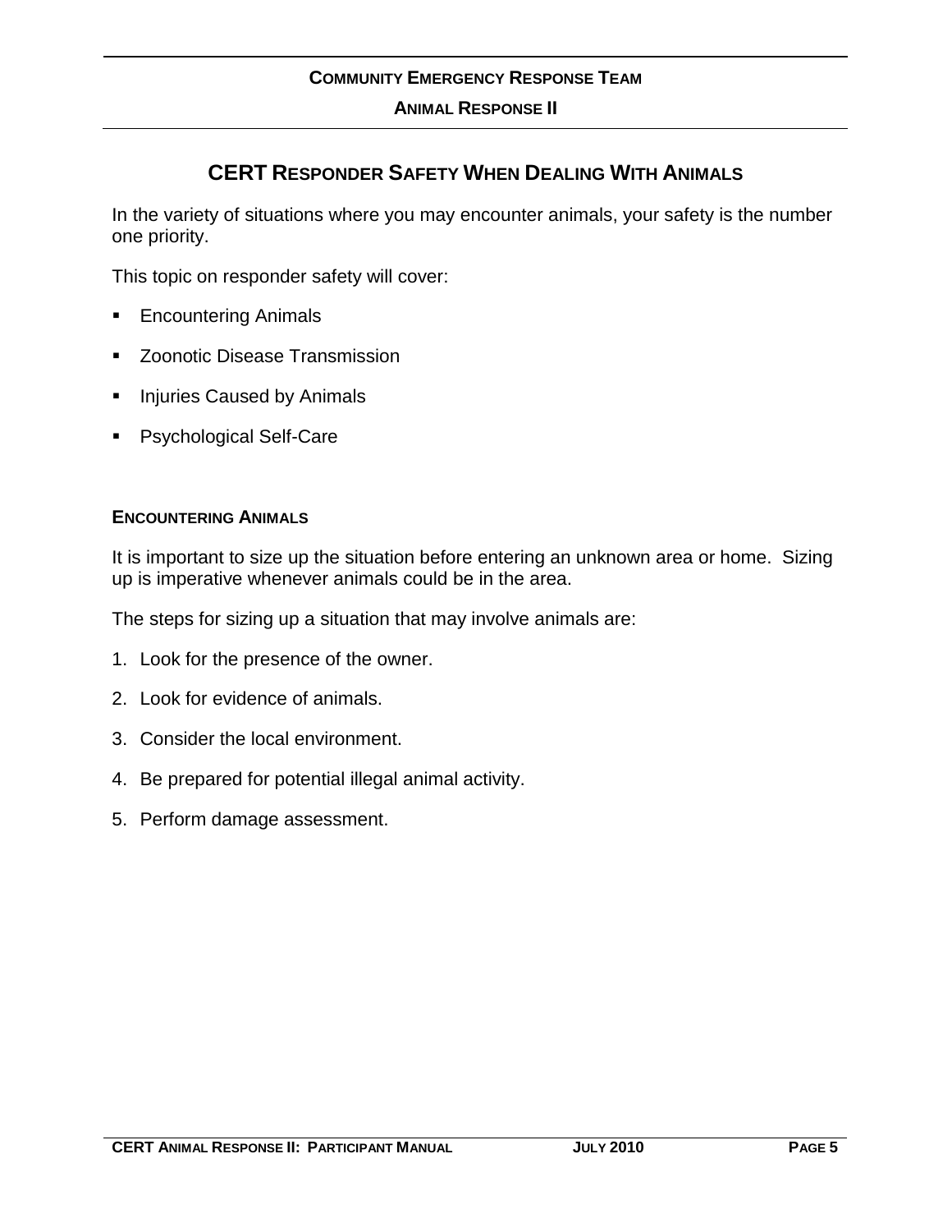## CERT Responder Safety When Dealing With Animals

In the variety of situations where you may encounter animals, your safety is the number one priority.

This topic on responder safety will cover:

- Encountering Animals
- Zoonotic Disease Transmission
- Injuries Caused by Animals
- Psychological Self-Care

### Encountering Animals

It is important to size up the situation before entering an unknown area or home. Sizing up is imperative whenever animals could be in the area.

The steps for sizing up a situation that may involve animals are:

1. Look for the presence of the owner.
2. Look for evidence of animals.
3. Consider the local environment.
4. Be prepared for potential illegal animal activity.
5. Perform damage assessment.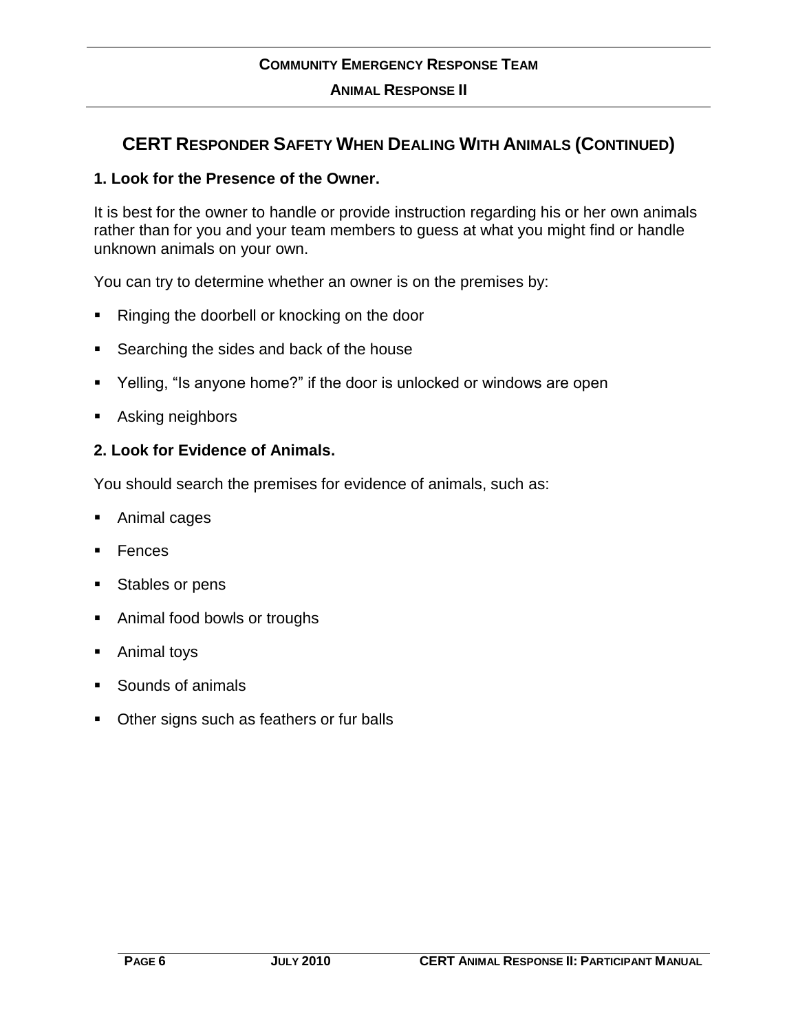## CERT Responder Safety When Dealing With Animals (Continued)

**1. Look for the Presence of the Owner.**

It is best for the owner to handle or provide instruction regarding his or her own animals rather than for you and your team members to guess at what you might find or handle unknown animals on your own.

You can try to determine whether an owner is on the premises by:

- Ringing the doorbell or knocking on the door
- Searching the sides and back of the house
- Yelling, "Is anyone home?" if the door is unlocked or windows are open
- Asking neighbors

**2. Look for Evidence of Animals.**

You should search the premises for evidence of animals, such as:

- Animal cages
- Fences
- Stables or pens
- Animal food bowls or troughs
- Animal toys
- Sounds of animals
- Other signs such as feathers or fur balls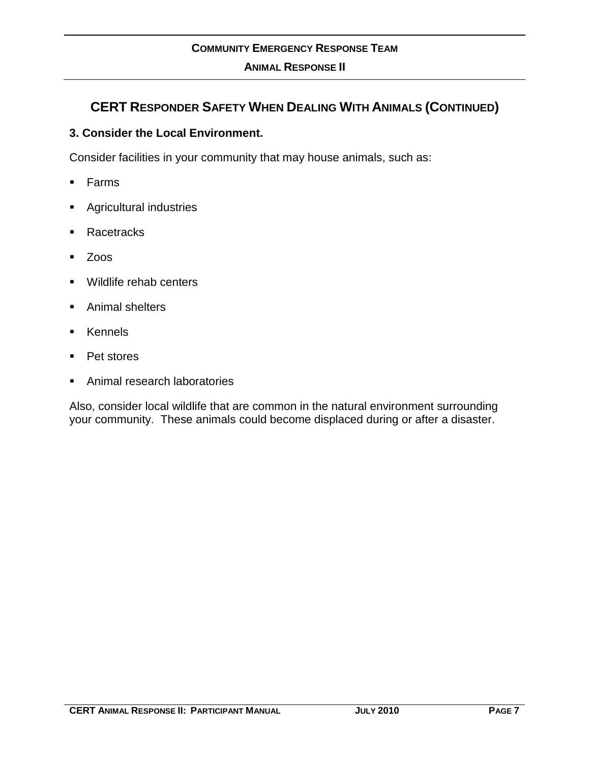## CERT Responder Safety When Dealing With Animals (Continued)

### 3. Consider the Local Environment.

Consider facilities in your community that may house animals, such as:

- Farms
- Agricultural industries
- Racetracks
- Zoos
- Wildlife rehab centers
- Animal shelters
- Kennels
- Pet stores
- Animal research laboratories

Also, consider local wildlife that are common in the natural environment surrounding your community. These animals could become displaced during or after a disaster.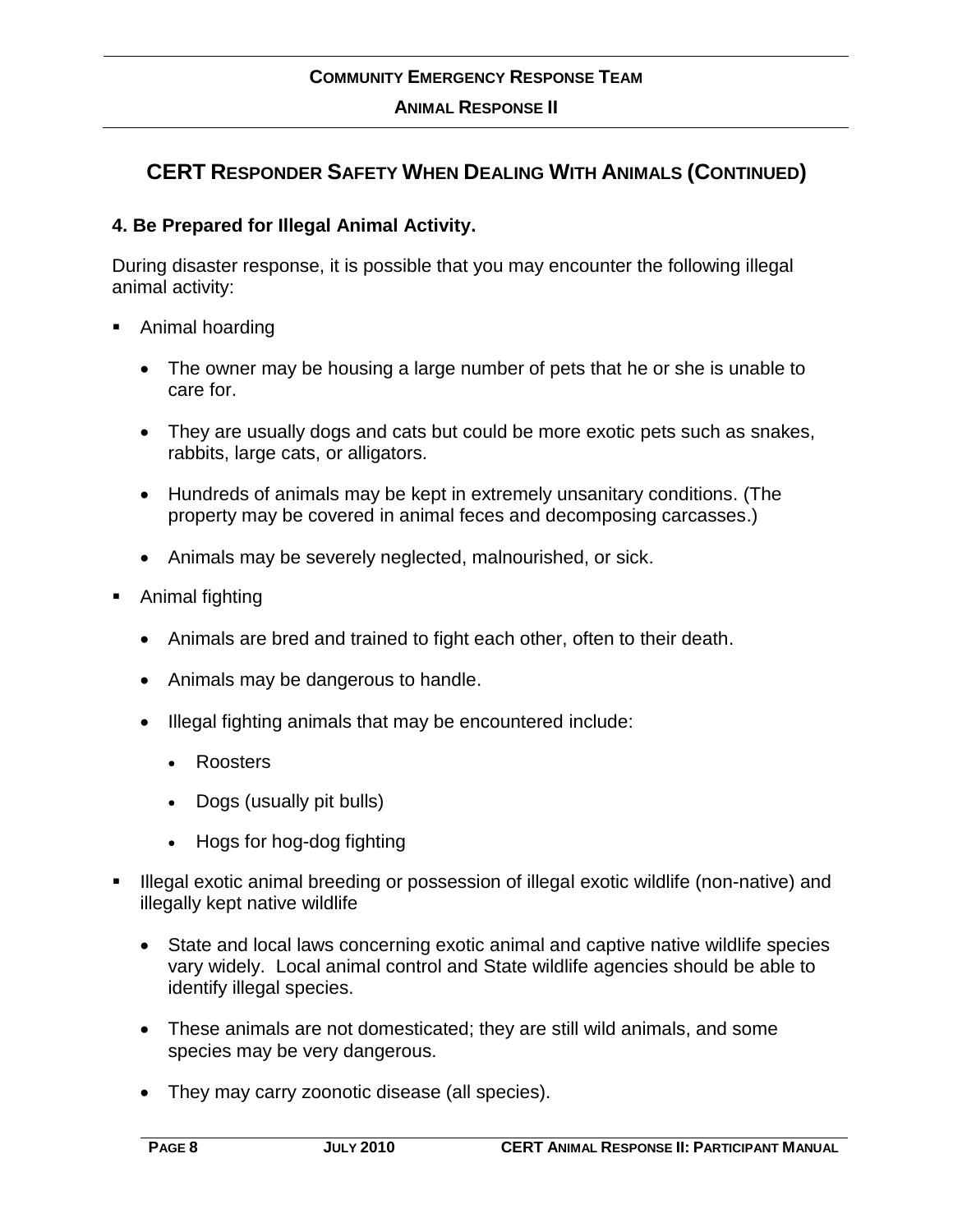## CERT Responder Safety When Dealing With Animals (Continued)

### 4. Be Prepared for Illegal Animal Activity.

During disaster response, it is possible that you may encounter the following illegal animal activity:

- Animal hoarding
  - The owner may be housing a large number of pets that he or she is unable to care for.
  - They are usually dogs and cats but could be more exotic pets such as snakes, rabbits, large cats, or alligators.
  - Hundreds of animals may be kept in extremely unsanitary conditions. (The property may be covered in animal feces and decomposing carcasses.)
  - Animals may be severely neglected, malnourished, or sick.
- Animal fighting
  - Animals are bred and trained to fight each other, often to their death.
  - Animals may be dangerous to handle.
  - Illegal fighting animals that may be encountered include:
    - Roosters
    - Dogs (usually pit bulls)
    - Hogs for hog-dog fighting
- Illegal exotic animal breeding or possession of illegal exotic wildlife (non-native) and illegally kept native wildlife
  - State and local laws concerning exotic animal and captive native wildlife species vary widely. Local animal control and State wildlife agencies should be able to identify illegal species.
  - These animals are not domesticated; they are still wild animals, and some species may be very dangerous.
  - They may carry zoonotic disease (all species).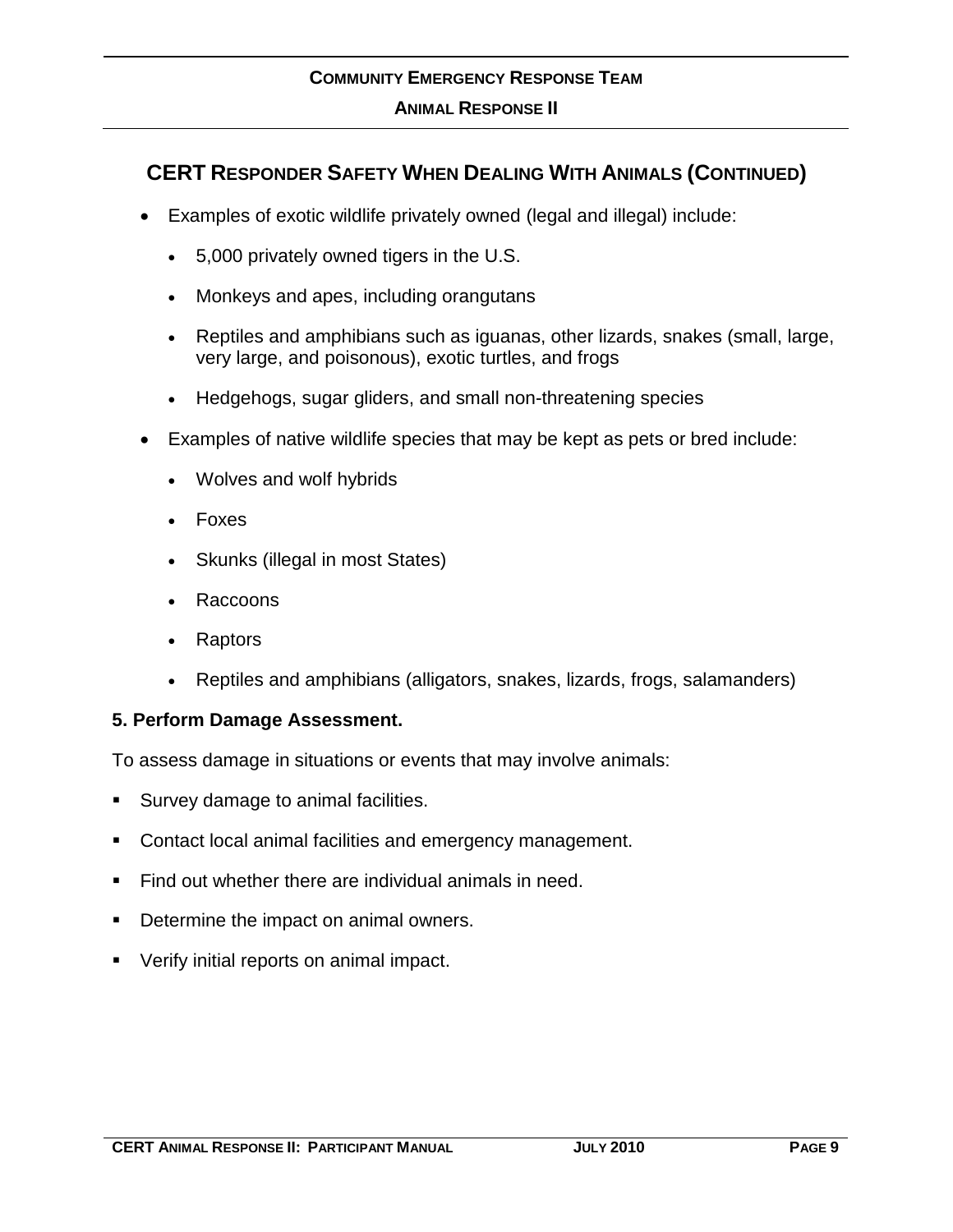## CERT Responder Safety When Dealing With Animals (Continued)

- Examples of exotic wildlife privately owned (legal and illegal) include:
  - 5,000 privately owned tigers in the U.S.
  - Monkeys and apes, including orangutans
  - Reptiles and amphibians such as iguanas, other lizards, snakes (small, large, very large, and poisonous), exotic turtles, and frogs
  - Hedgehogs, sugar gliders, and small non-threatening species
- Examples of native wildlife species that may be kept as pets or bred include:
  - Wolves and wolf hybrids
  - Foxes
  - Skunks (illegal in most States)
  - Raccoons
  - Raptors
  - Reptiles and amphibians (alligators, snakes, lizards, frogs, salamanders)

**5. Perform Damage Assessment.**

To assess damage in situations or events that may involve animals:

- Survey damage to animal facilities.
- Contact local animal facilities and emergency management.
- Find out whether there are individual animals in need.
- Determine the impact on animal owners.
- Verify initial reports on animal impact.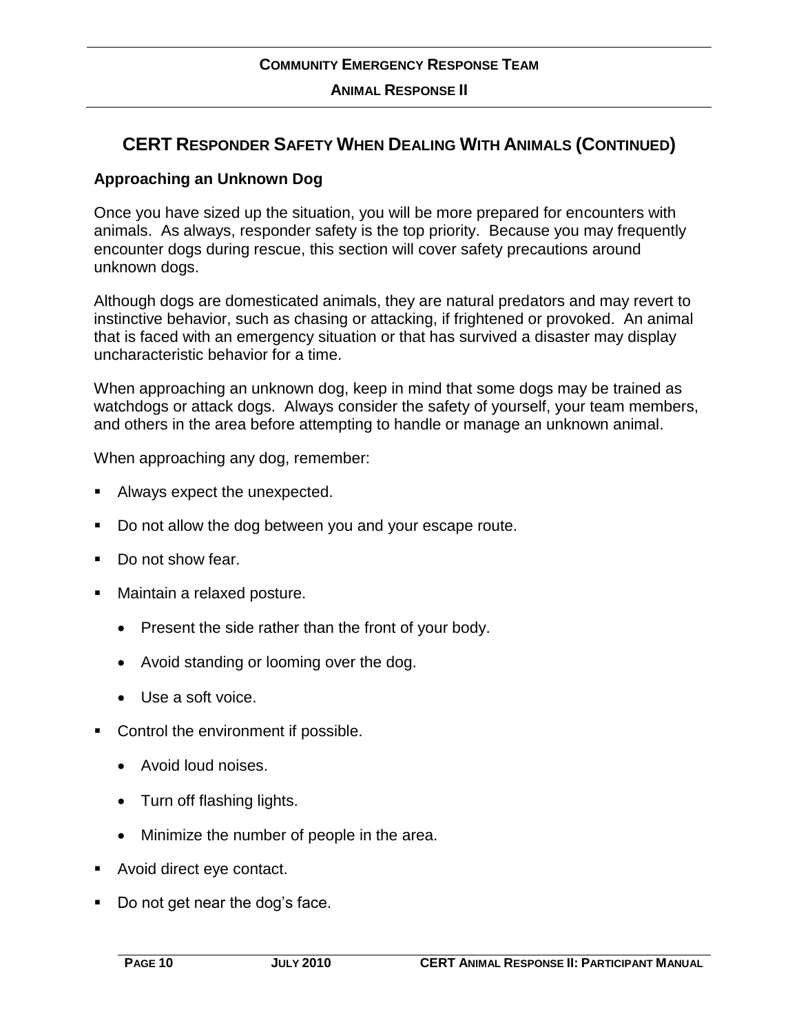## CERT Responder Safety When Dealing With Animals (Continued)

### Approaching an Unknown Dog

Once you have sized up the situation, you will be more prepared for encounters with animals. As always, responder safety is the top priority. Because you may frequently encounter dogs during rescue, this section will cover safety precautions around unknown dogs.

Although dogs are domesticated animals, they are natural predators and may revert to instinctive behavior, such as chasing or attacking, if frightened or provoked. An animal that is faced with an emergency situation or that has survived a disaster may display uncharacteristic behavior for a time.

When approaching an unknown dog, keep in mind that some dogs may be trained as watchdogs or attack dogs. Always consider the safety of yourself, your team members, and others in the area before attempting to handle or manage an unknown animal.

When approaching any dog, remember:

- Always expect the unexpected.
- Do not allow the dog between you and your escape route.
- Do not show fear.
- Maintain a relaxed posture.
  - Present the side rather than the front of your body.
  - Avoid standing or looming over the dog.
  - Use a soft voice.
- Control the environment if possible.
  - Avoid loud noises.
  - Turn off flashing lights.
  - Minimize the number of people in the area.
- Avoid direct eye contact.
- Do not get near the dog's face.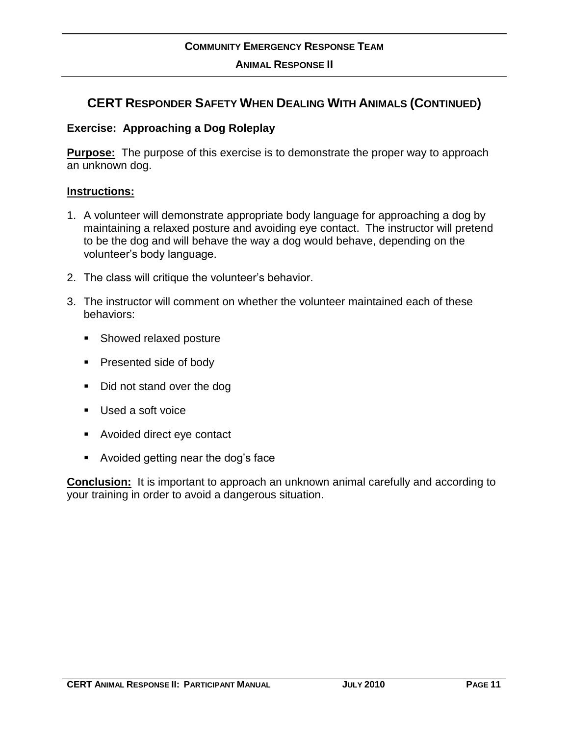## CERT Responder Safety When Dealing With Animals (Continued)

### Exercise: Approaching a Dog Roleplay

**Purpose:** The purpose of this exercise is to demonstrate the proper way to approach an unknown dog.

**Instructions:**

1. A volunteer will demonstrate appropriate body language for approaching a dog by maintaining a relaxed posture and avoiding eye contact. The instructor will pretend to be the dog and will behave the way a dog would behave, depending on the volunteer's body language.
2. The class will critique the volunteer's behavior.
3. The instructor will comment on whether the volunteer maintained each of these behaviors:
   - Showed relaxed posture
   - Presented side of body
   - Did not stand over the dog
   - Used a soft voice
   - Avoided direct eye contact
   - Avoided getting near the dog's face

**Conclusion:** It is important to approach an unknown animal carefully and according to your training in order to avoid a dangerous situation.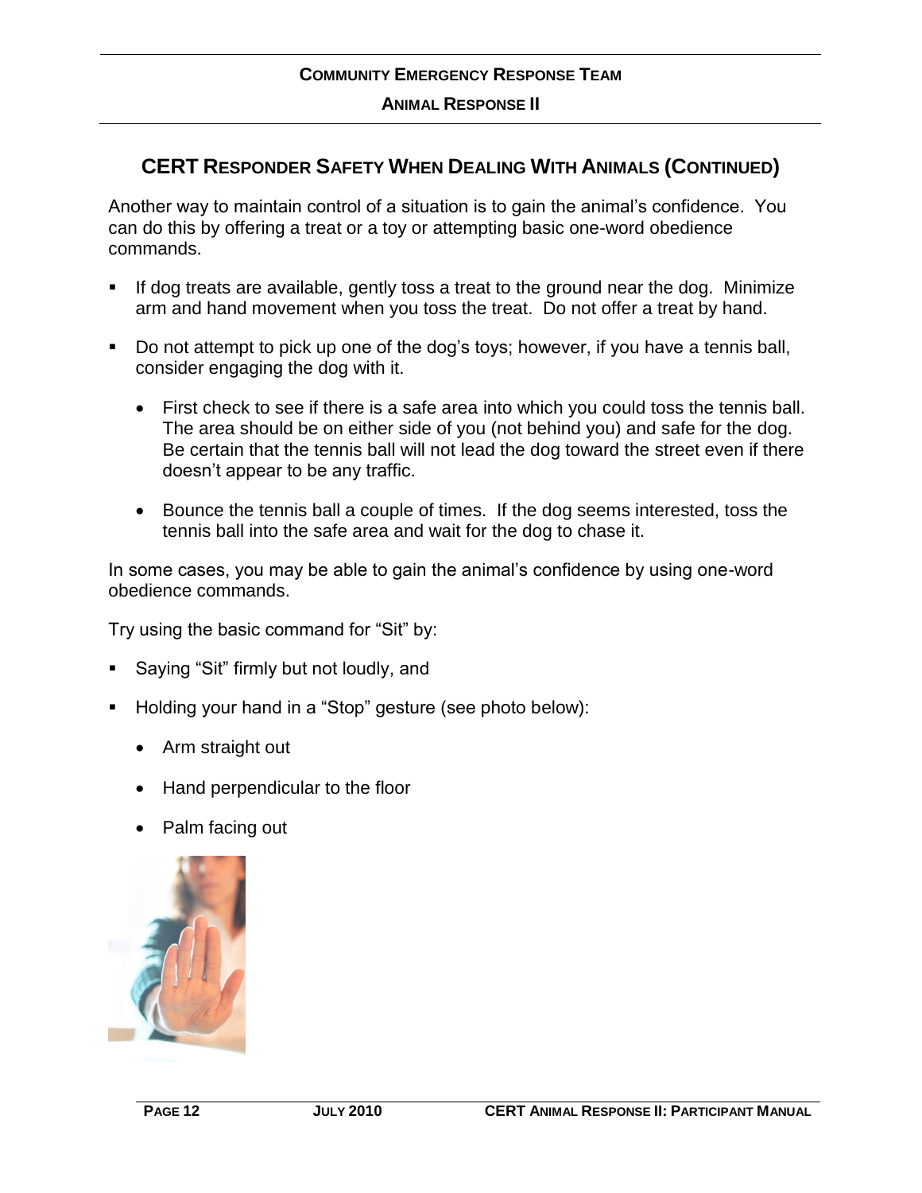## CERT Responder Safety When Dealing With Animals (Continued)

Another way to maintain control of a situation is to gain the animal's confidence. You can do this by offering a treat or a toy or attempting basic one-word obedience commands.

- If dog treats are available, gently toss a treat to the ground near the dog. Minimize arm and hand movement when you toss the treat. Do not offer a treat by hand.
- Do not attempt to pick up one of the dog's toys; however, if you have a tennis ball, consider engaging the dog with it.
  - First check to see if there is a safe area into which you could toss the tennis ball. The area should be on either side of you (not behind you) and safe for the dog. Be certain that the tennis ball will not lead the dog toward the street even if there doesn't appear to be any traffic.
  - Bounce the tennis ball a couple of times. If the dog seems interested, toss the tennis ball into the safe area and wait for the dog to chase it.

In some cases, you may be able to gain the animal's confidence by using one-word obedience commands.

Try using the basic command for "Sit" by:

- Saying "Sit" firmly but not loudly, and
- Holding your hand in a "Stop" gesture (see photo below):
  - Arm straight out
  - Hand perpendicular to the floor
  - Palm facing out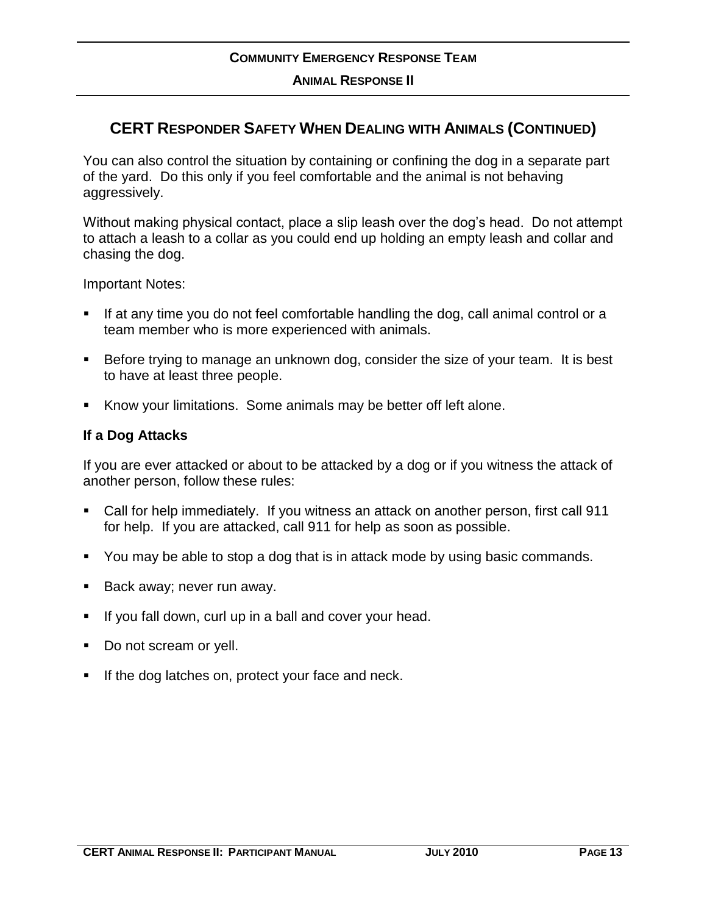## CERT Responder Safety When Dealing with Animals (Continued)

You can also control the situation by containing or confining the dog in a separate part of the yard. Do this only if you feel comfortable and the animal is not behaving aggressively.

Without making physical contact, place a slip leash over the dog's head. Do not attempt to attach a leash to a collar as you could end up holding an empty leash and collar and chasing the dog.

Important Notes:

- If at any time you do not feel comfortable handling the dog, call animal control or a team member who is more experienced with animals.
- Before trying to manage an unknown dog, consider the size of your team. It is best to have at least three people.
- Know your limitations. Some animals may be better off left alone.

### If a Dog Attacks

If you are ever attacked or about to be attacked by a dog or if you witness the attack of another person, follow these rules:

- Call for help immediately. If you witness an attack on another person, first call 911 for help. If you are attacked, call 911 for help as soon as possible.
- You may be able to stop a dog that is in attack mode by using basic commands.
- Back away; never run away.
- If you fall down, curl up in a ball and cover your head.
- Do not scream or yell.
- If the dog latches on, protect your face and neck.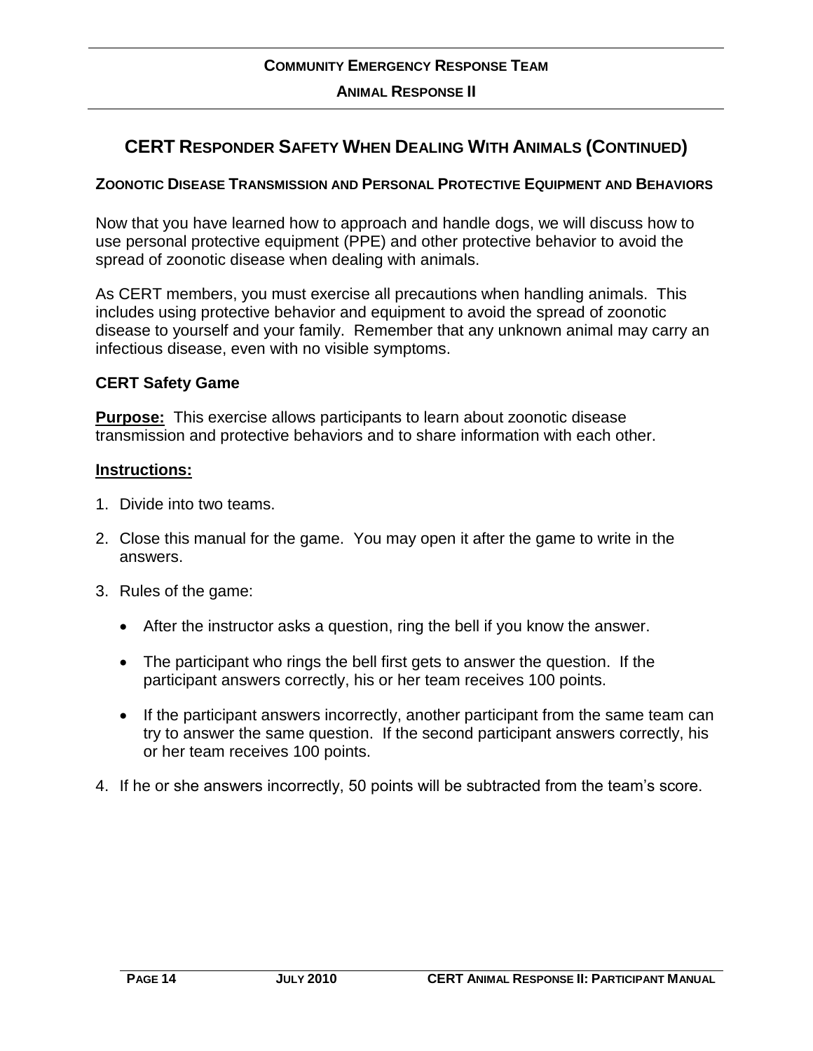## CERT Responder Safety When Dealing With Animals (Continued)

### Zoonotic Disease Transmission and Personal Protective Equipment and Behaviors

Now that you have learned how to approach and handle dogs, we will discuss how to use personal protective equipment (PPE) and other protective behavior to avoid the spread of zoonotic disease when dealing with animals.

As CERT members, you must exercise all precautions when handling animals. This includes using protective behavior and equipment to avoid the spread of zoonotic disease to yourself and your family. Remember that any unknown animal may carry an infectious disease, even with no visible symptoms.

**CERT Safety Game**

**Purpose:** This exercise allows participants to learn about zoonotic disease transmission and protective behaviors and to share information with each other.

**Instructions:**

1. Divide into two teams.
2. Close this manual for the game. You may open it after the game to write in the answers.
3. Rules of the game:
   - After the instructor asks a question, ring the bell if you know the answer.
   - The participant who rings the bell first gets to answer the question. If the participant answers correctly, his or her team receives 100 points.
   - If the participant answers incorrectly, another participant from the same team can try to answer the same question. If the second participant answers correctly, his or her team receives 100 points.
4. If he or she answers incorrectly, 50 points will be subtracted from the team's score.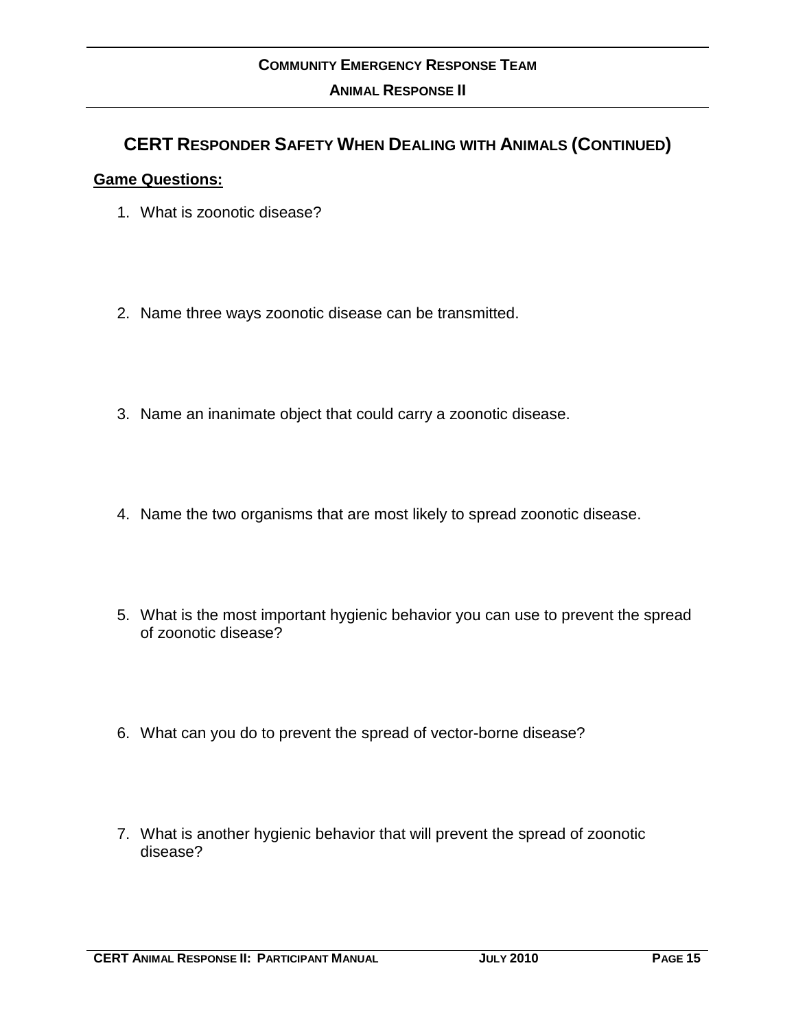## CERT Responder Safety When Dealing with Animals (Continued)

**Game Questions:**

1. What is zoonotic disease?

2. Name three ways zoonotic disease can be transmitted.

3. Name an inanimate object that could carry a zoonotic disease.

4. Name the two organisms that are most likely to spread zoonotic disease.

5. What is the most important hygienic behavior you can use to prevent the spread of zoonotic disease?

6. What can you do to prevent the spread of vector-borne disease?

7. What is another hygienic behavior that will prevent the spread of zoonotic disease?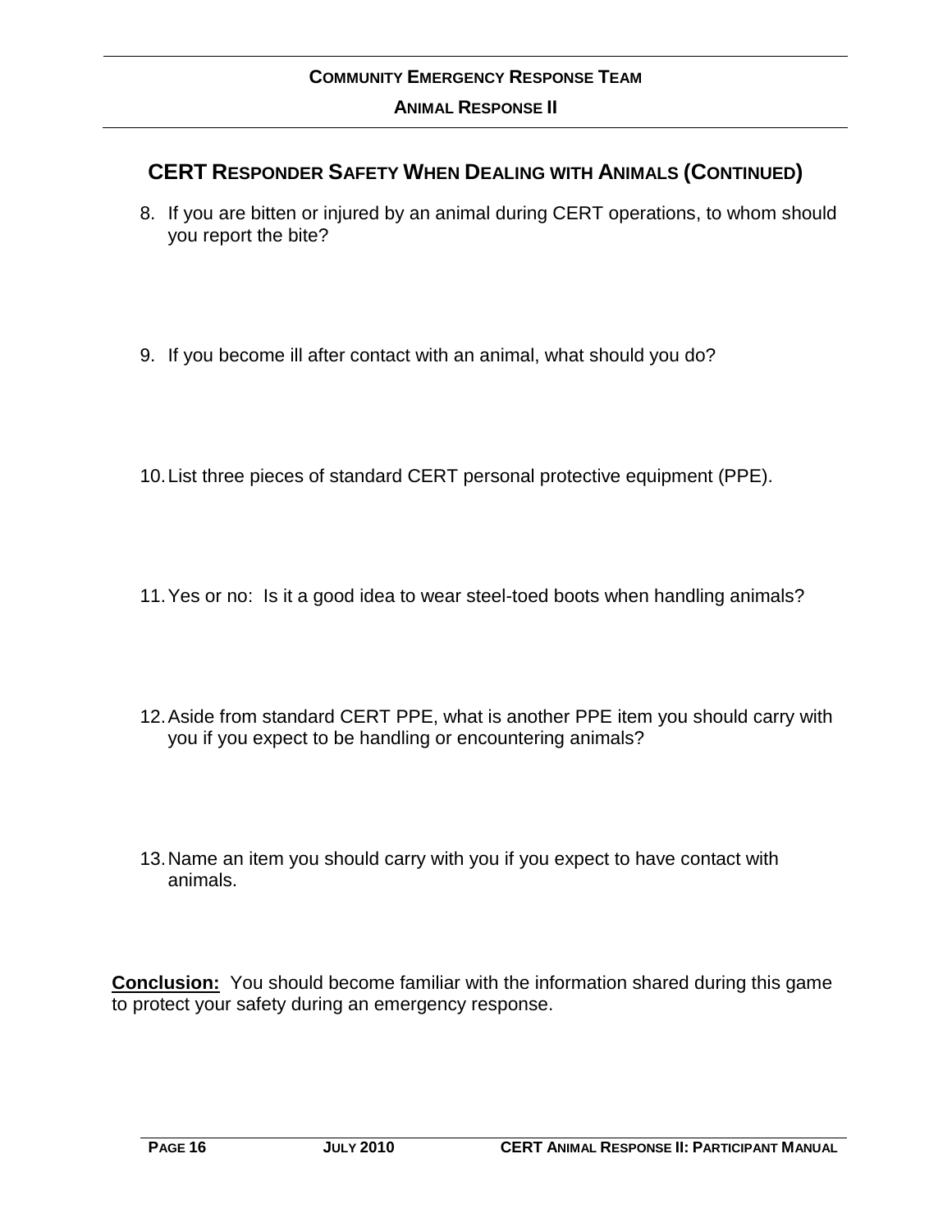## CERT Responder Safety When Dealing with Animals (Continued)

8. If you are bitten or injured by an animal during CERT operations, to whom should you report the bite?

9. If you become ill after contact with an animal, what should you do?

10. List three pieces of standard CERT personal protective equipment (PPE).

11. Yes or no: Is it a good idea to wear steel-toed boots when handling animals?

12. Aside from standard CERT PPE, what is another PPE item you should carry with you if you expect to be handling or encountering animals?

13. Name an item you should carry with you if you expect to have contact with animals.

**Conclusion:** You should become familiar with the information shared during this game to protect your safety during an emergency response.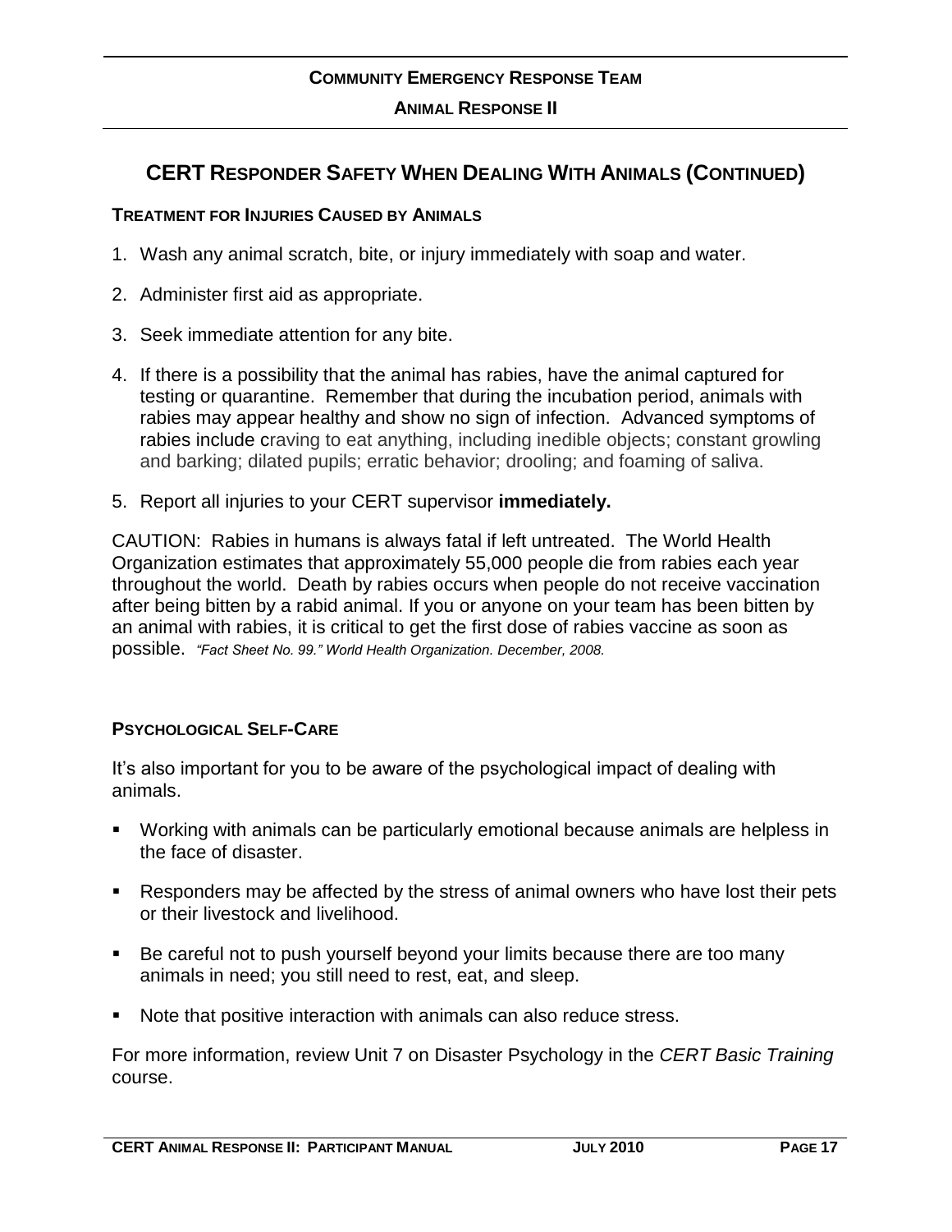## CERT RESPONDER SAFETY WHEN DEALING WITH ANIMALS (CONTINUED)

### TREATMENT FOR INJURIES CAUSED BY ANIMALS

1. Wash any animal scratch, bite, or injury immediately with soap and water.
2. Administer first aid as appropriate.
3. Seek immediate attention for any bite.
4. If there is a possibility that the animal has rabies, have the animal captured for testing or quarantine. Remember that during the incubation period, animals with rabies may appear healthy and show no sign of infection. Advanced symptoms of rabies include craving to eat anything, including inedible objects; constant growling and barking; dilated pupils; erratic behavior; drooling; and foaming of saliva.
5. Report all injuries to your CERT supervisor **immediately.**

CAUTION: Rabies in humans is always fatal if left untreated. The World Health Organization estimates that approximately 55,000 people die from rabies each year throughout the world. Death by rabies occurs when people do not receive vaccination after being bitten by a rabid animal. If you or anyone on your team has been bitten by an animal with rabies, it is critical to get the first dose of rabies vaccine as soon as possible. *"Fact Sheet No. 99." World Health Organization. December, 2008.*

### PSYCHOLOGICAL SELF-CARE

It's also important for you to be aware of the psychological impact of dealing with animals.

- Working with animals can be particularly emotional because animals are helpless in the face of disaster.
- Responders may be affected by the stress of animal owners who have lost their pets or their livestock and livelihood.
- Be careful not to push yourself beyond your limits because there are too many animals in need; you still need to rest, eat, and sleep.
- Note that positive interaction with animals can also reduce stress.

For more information, review Unit 7 on Disaster Psychology in the *CERT Basic Training* course.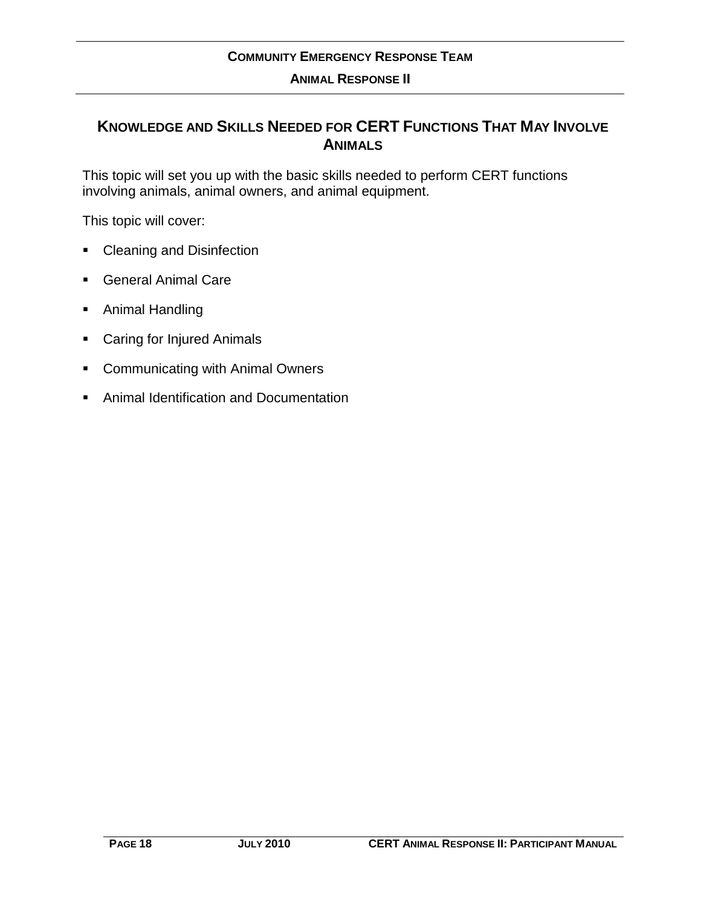## Knowledge and Skills Needed for CERT Functions That May Involve Animals

This topic will set you up with the basic skills needed to perform CERT functions involving animals, animal owners, and animal equipment.

This topic will cover:

- Cleaning and Disinfection
- General Animal Care
- Animal Handling
- Caring for Injured Animals
- Communicating with Animal Owners
- Animal Identification and Documentation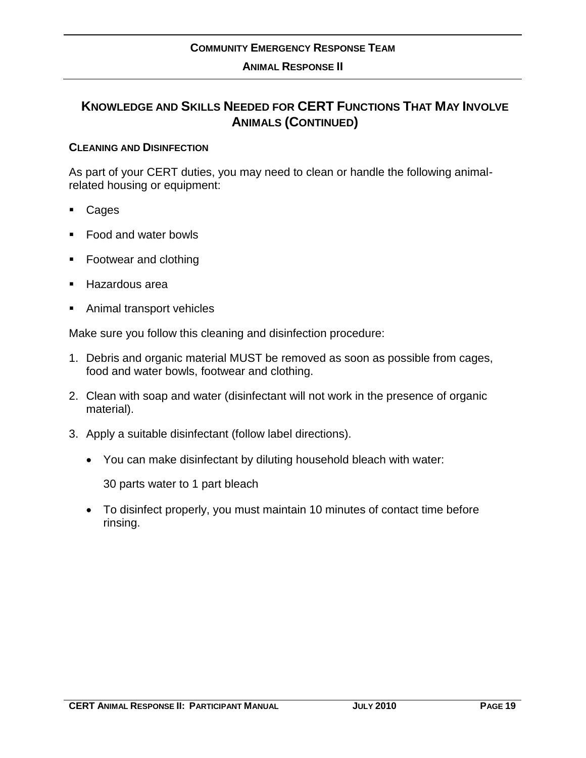## Knowledge and Skills Needed for CERT Functions That May Involve Animals (Continued)

### Cleaning and Disinfection

As part of your CERT duties, you may need to clean or handle the following animal-related housing or equipment:

- Cages
- Food and water bowls
- Footwear and clothing
- Hazardous area
- Animal transport vehicles

Make sure you follow this cleaning and disinfection procedure:

1. Debris and organic material MUST be removed as soon as possible from cages, food and water bowls, footwear and clothing.
2. Clean with soap and water (disinfectant will not work in the presence of organic material).
3. Apply a suitable disinfectant (follow label directions).
   - You can make disinfectant by diluting household bleach with water:

     30 parts water to 1 part bleach

   - To disinfect properly, you must maintain 10 minutes of contact time before rinsing.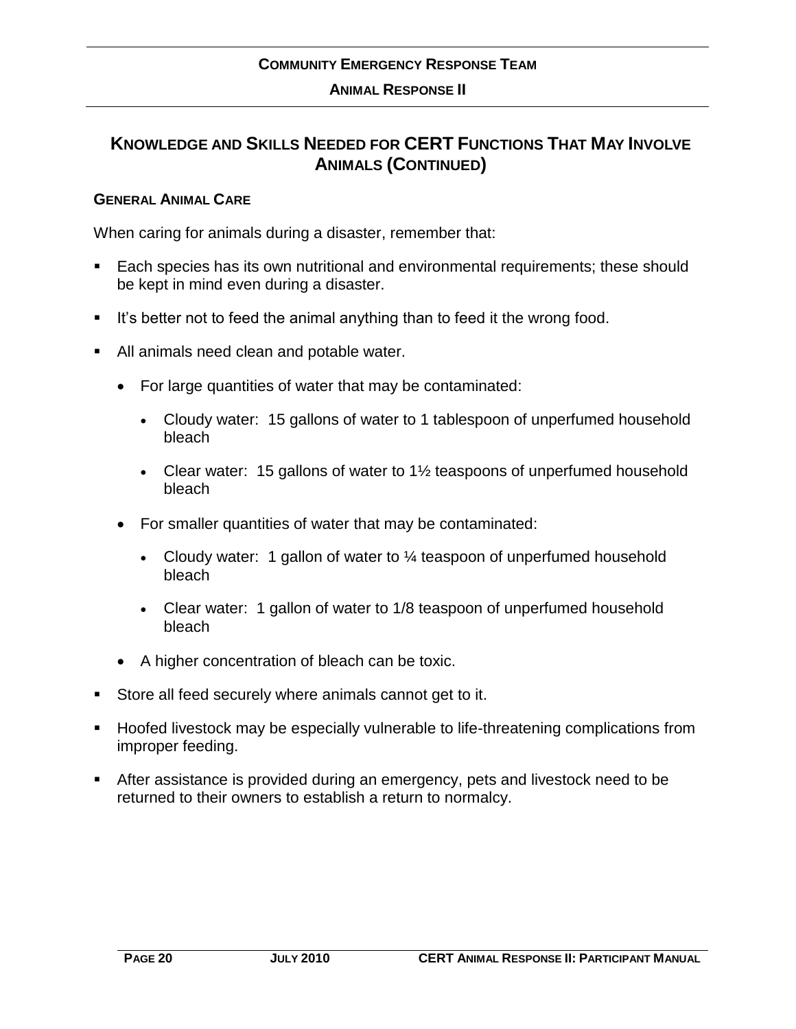## Knowledge and Skills Needed for CERT Functions That May Involve Animals (Continued)

### General Animal Care

When caring for animals during a disaster, remember that:

- Each species has its own nutritional and environmental requirements; these should be kept in mind even during a disaster.
- It's better not to feed the animal anything than to feed it the wrong food.
- All animals need clean and potable water.
  - For large quantities of water that may be contaminated:
    - Cloudy water: 15 gallons of water to 1 tablespoon of unperfumed household bleach
    - Clear water: 15 gallons of water to 1½ teaspoons of unperfumed household bleach
  - For smaller quantities of water that may be contaminated:
    - Cloudy water: 1 gallon of water to ¼ teaspoon of unperfumed household bleach
    - Clear water: 1 gallon of water to 1/8 teaspoon of unperfumed household bleach
  - A higher concentration of bleach can be toxic.
- Store all feed securely where animals cannot get to it.
- Hoofed livestock may be especially vulnerable to life-threatening complications from improper feeding.
- After assistance is provided during an emergency, pets and livestock need to be returned to their owners to establish a return to normalcy.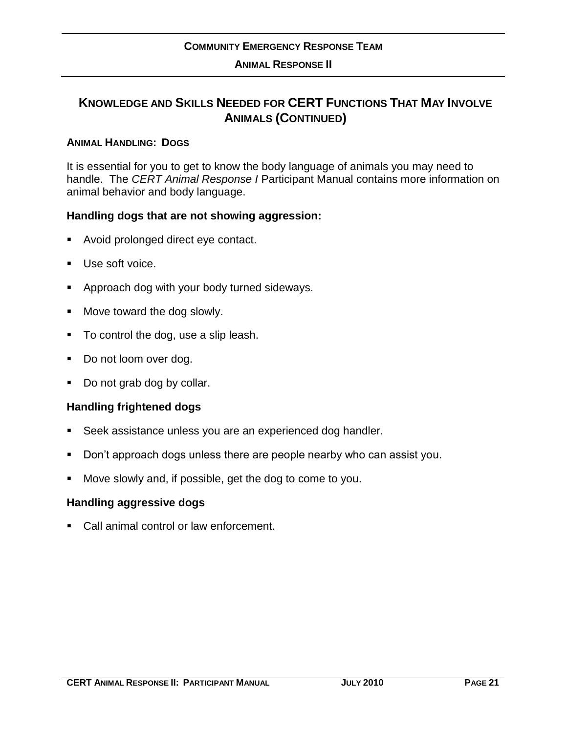## KNOWLEDGE AND SKILLS NEEDED FOR CERT FUNCTIONS THAT MAY INVOLVE ANIMALS (CONTINUED)

### ANIMAL HANDLING: DOGS

It is essential for you to get to know the body language of animals you may need to handle. The *CERT Animal Response I* Participant Manual contains more information on animal behavior and body language.

**Handling dogs that are not showing aggression:**

- Avoid prolonged direct eye contact.
- Use soft voice.
- Approach dog with your body turned sideways.
- Move toward the dog slowly.
- To control the dog, use a slip leash.
- Do not loom over dog.
- Do not grab dog by collar.

**Handling frightened dogs**

- Seek assistance unless you are an experienced dog handler.
- Don't approach dogs unless there are people nearby who can assist you.
- Move slowly and, if possible, get the dog to come to you.

**Handling aggressive dogs**

- Call animal control or law enforcement.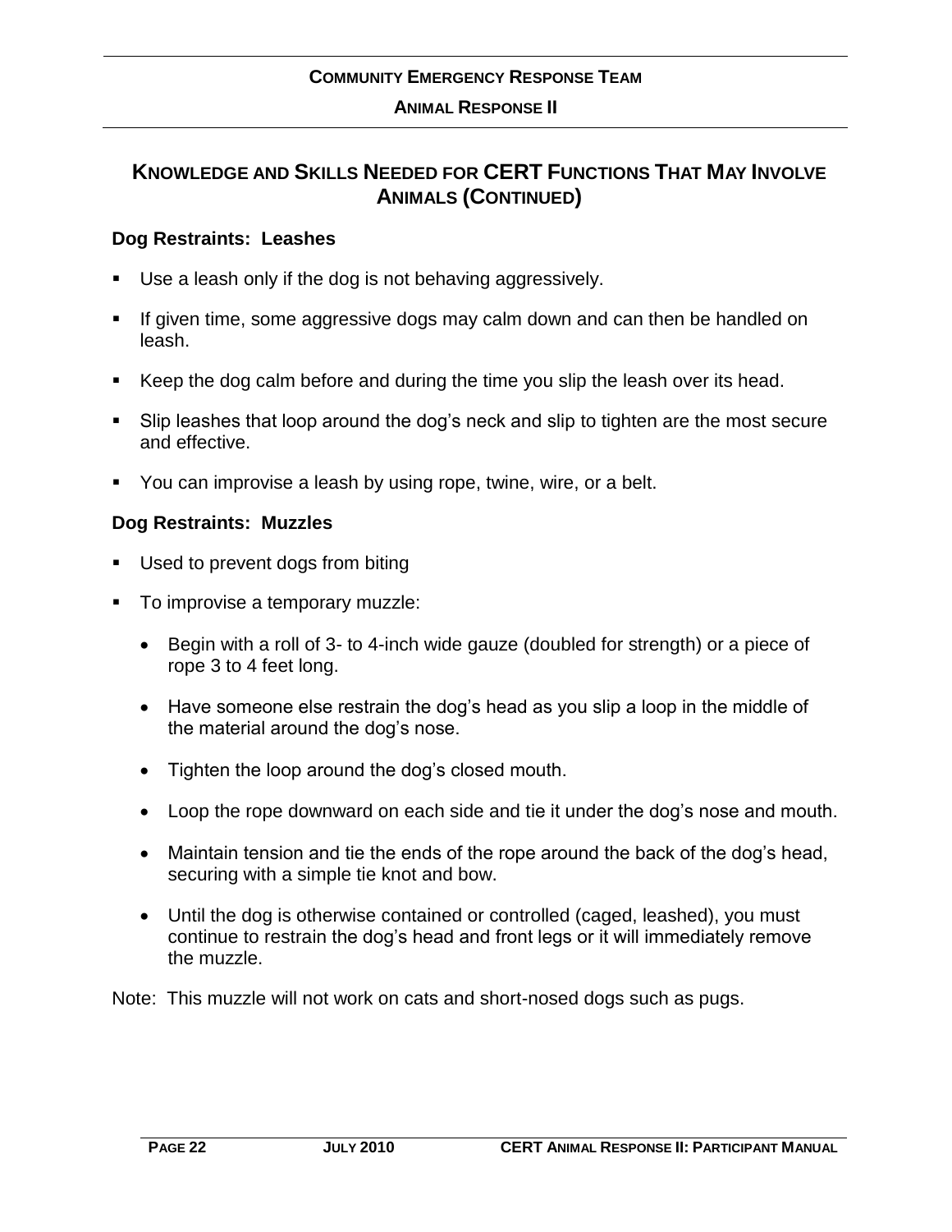## Knowledge and Skills Needed for CERT Functions That May Involve Animals (Continued)

### Dog Restraints: Leashes

- Use a leash only if the dog is not behaving aggressively.
- If given time, some aggressive dogs may calm down and can then be handled on leash.
- Keep the dog calm before and during the time you slip the leash over its head.
- Slip leashes that loop around the dog's neck and slip to tighten are the most secure and effective.
- You can improvise a leash by using rope, twine, wire, or a belt.

### Dog Restraints: Muzzles

- Used to prevent dogs from biting
- To improvise a temporary muzzle:
  - Begin with a roll of 3- to 4-inch wide gauze (doubled for strength) or a piece of rope 3 to 4 feet long.
  - Have someone else restrain the dog's head as you slip a loop in the middle of the material around the dog's nose.
  - Tighten the loop around the dog's closed mouth.
  - Loop the rope downward on each side and tie it under the dog's nose and mouth.
  - Maintain tension and tie the ends of the rope around the back of the dog's head, securing with a simple tie knot and bow.
  - Until the dog is otherwise contained or controlled (caged, leashed), you must continue to restrain the dog's head and front legs or it will immediately remove the muzzle.

Note: This muzzle will not work on cats and short-nosed dogs such as pugs.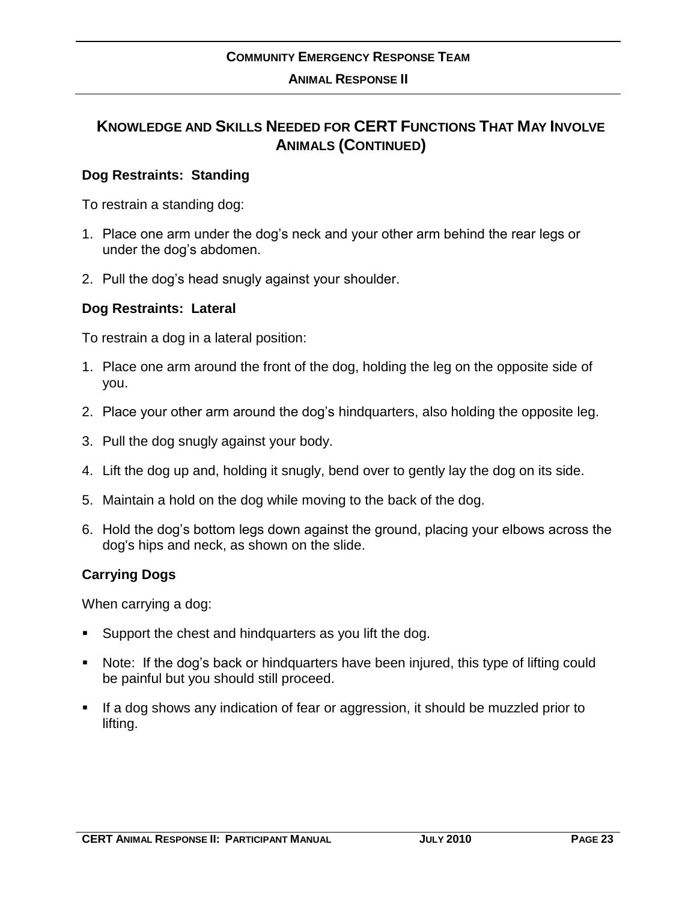## Knowledge and Skills Needed for CERT Functions That May Involve Animals (Continued)

### Dog Restraints: Standing

To restrain a standing dog:

1. Place one arm under the dog’s neck and your other arm behind the rear legs or under the dog’s abdomen.
2. Pull the dog’s head snugly against your shoulder.

### Dog Restraints: Lateral

To restrain a dog in a lateral position:

1. Place one arm around the front of the dog, holding the leg on the opposite side of you.
2. Place your other arm around the dog’s hindquarters, also holding the opposite leg.
3. Pull the dog snugly against your body.
4. Lift the dog up and, holding it snugly, bend over to gently lay the dog on its side.
5. Maintain a hold on the dog while moving to the back of the dog.
6. Hold the dog’s bottom legs down against the ground, placing your elbows across the dog's hips and neck, as shown on the slide.

### Carrying Dogs

When carrying a dog:

- Support the chest and hindquarters as you lift the dog.
- Note: If the dog’s back or hindquarters have been injured, this type of lifting could be painful but you should still proceed.
- If a dog shows any indication of fear or aggression, it should be muzzled prior to lifting.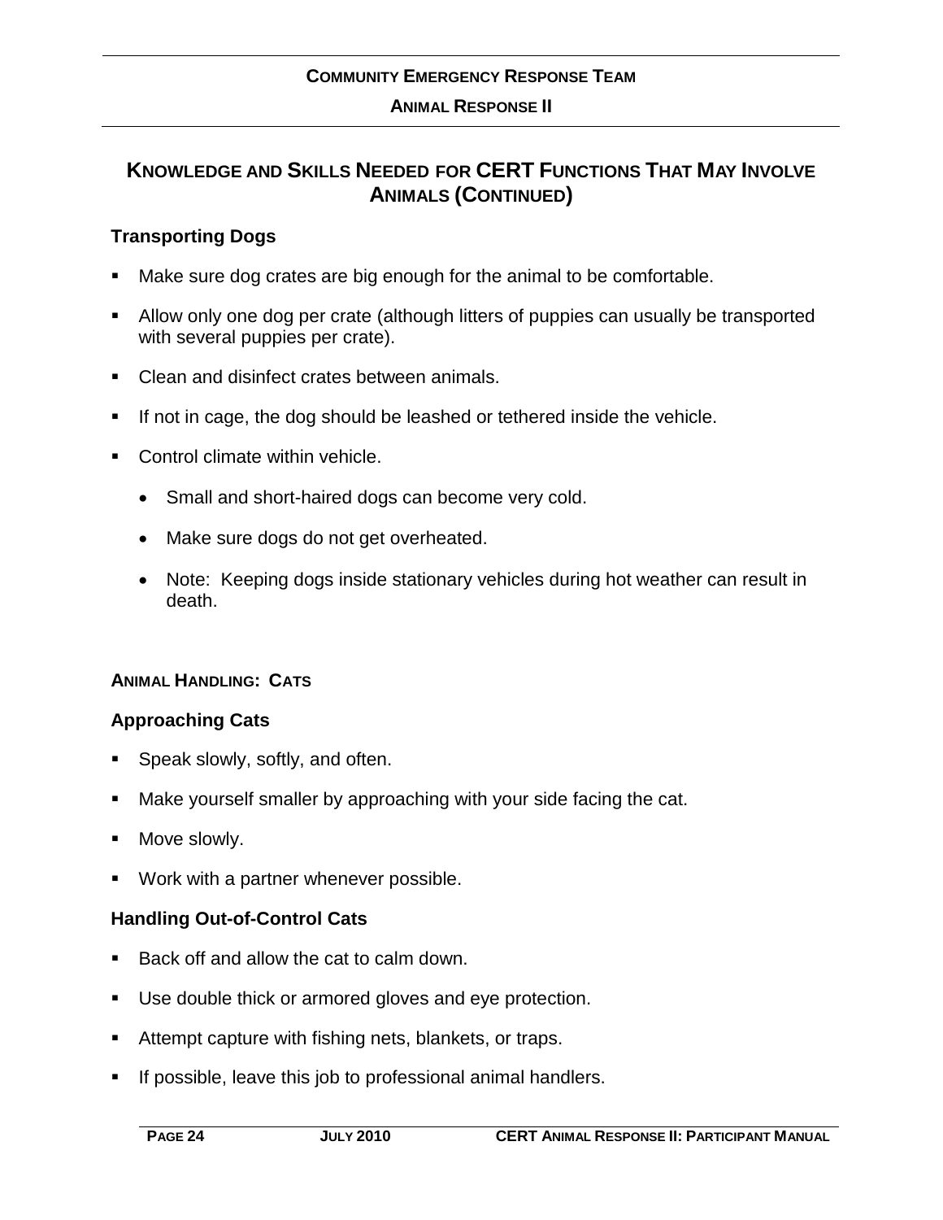## KNOWLEDGE AND SKILLS NEEDED FOR CERT FUNCTIONS THAT MAY INVOLVE ANIMALS (CONTINUED)

### Transporting Dogs

- Make sure dog crates are big enough for the animal to be comfortable.
- Allow only one dog per crate (although litters of puppies can usually be transported with several puppies per crate).
- Clean and disinfect crates between animals.
- If not in cage, the dog should be leashed or tethered inside the vehicle.
- Control climate within vehicle.
  - Small and short-haired dogs can become very cold.
  - Make sure dogs do not get overheated.
  - Note: Keeping dogs inside stationary vehicles during hot weather can result in death.

#### ANIMAL HANDLING: CATS

### Approaching Cats

- Speak slowly, softly, and often.
- Make yourself smaller by approaching with your side facing the cat.
- Move slowly.
- Work with a partner whenever possible.

### Handling Out-of-Control Cats

- Back off and allow the cat to calm down.
- Use double thick or armored gloves and eye protection.
- Attempt capture with fishing nets, blankets, or traps.
- If possible, leave this job to professional animal handlers.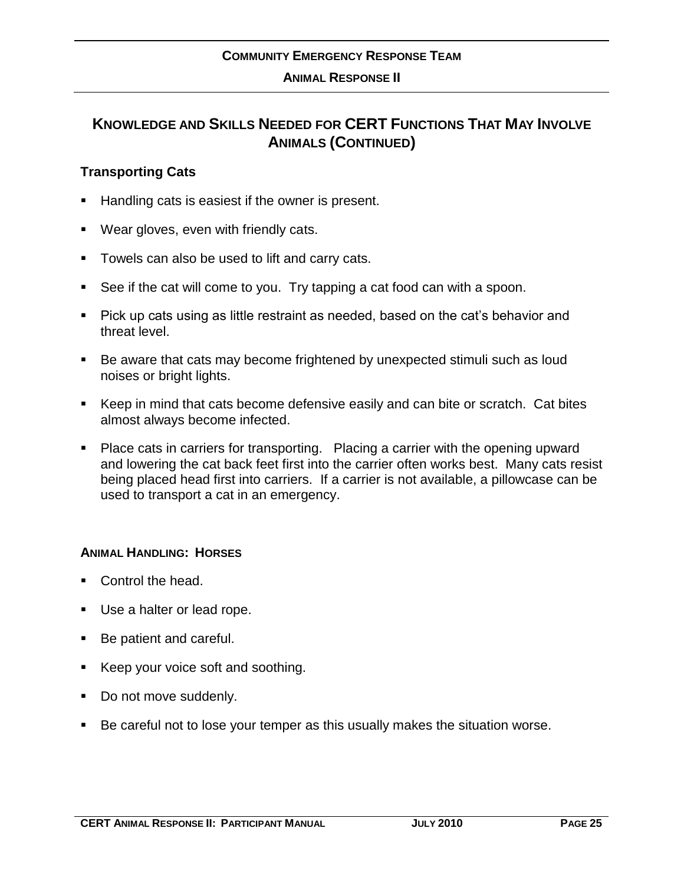## KNOWLEDGE AND SKILLS NEEDED FOR CERT FUNCTIONS THAT MAY INVOLVE ANIMALS (CONTINUED)

### Transporting Cats

- Handling cats is easiest if the owner is present.
- Wear gloves, even with friendly cats.
- Towels can also be used to lift and carry cats.
- See if the cat will come to you. Try tapping a cat food can with a spoon.
- Pick up cats using as little restraint as needed, based on the cat's behavior and threat level.
- Be aware that cats may become frightened by unexpected stimuli such as loud noises or bright lights.
- Keep in mind that cats become defensive easily and can bite or scratch. Cat bites almost always become infected.
- Place cats in carriers for transporting. Placing a carrier with the opening upward and lowering the cat back feet first into the carrier often works best. Many cats resist being placed head first into carriers. If a carrier is not available, a pillowcase can be used to transport a cat in an emergency.

#### ANIMAL HANDLING: HORSES

- Control the head.
- Use a halter or lead rope.
- Be patient and careful.
- Keep your voice soft and soothing.
- Do not move suddenly.
- Be careful not to lose your temper as this usually makes the situation worse.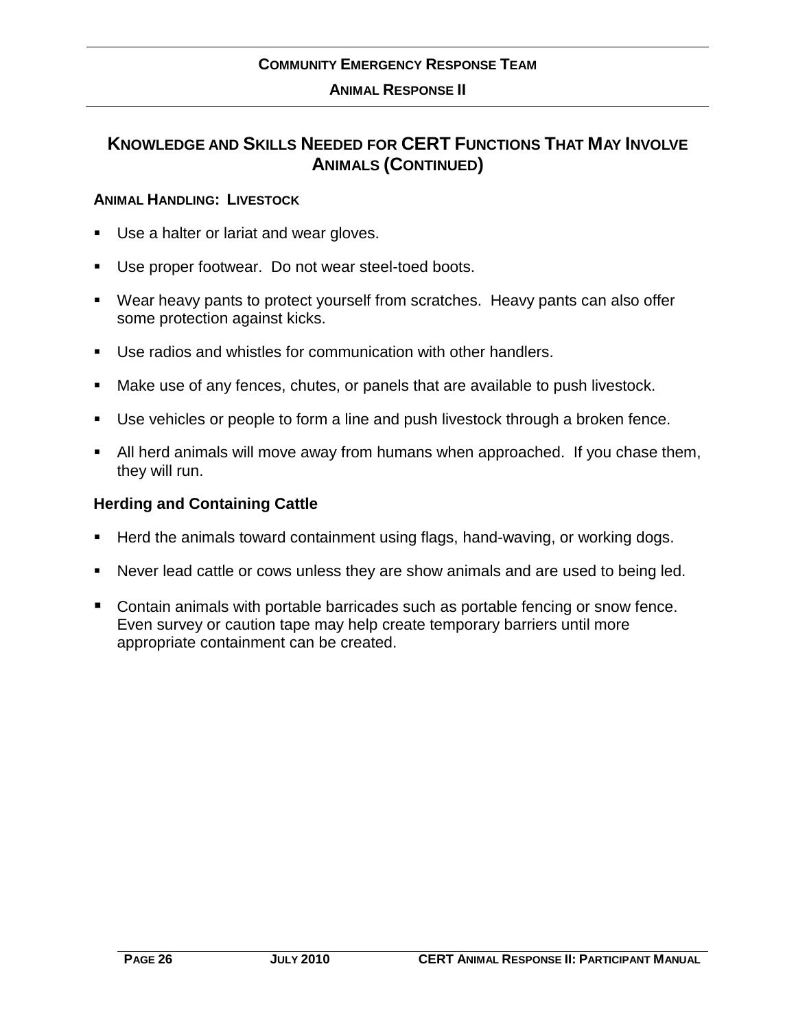## Knowledge and Skills Needed for CERT Functions That May Involve Animals (Continued)

### Animal Handling: Livestock

- Use a halter or lariat and wear gloves.
- Use proper footwear. Do not wear steel-toed boots.
- Wear heavy pants to protect yourself from scratches. Heavy pants can also offer some protection against kicks.
- Use radios and whistles for communication with other handlers.
- Make use of any fences, chutes, or panels that are available to push livestock.
- Use vehicles or people to form a line and push livestock through a broken fence.
- All herd animals will move away from humans when approached. If you chase them, they will run.

#### Herding and Containing Cattle

- Herd the animals toward containment using flags, hand-waving, or working dogs.
- Never lead cattle or cows unless they are show animals and are used to being led.
- Contain animals with portable barricades such as portable fencing or snow fence. Even survey or caution tape may help create temporary barriers until more appropriate containment can be created.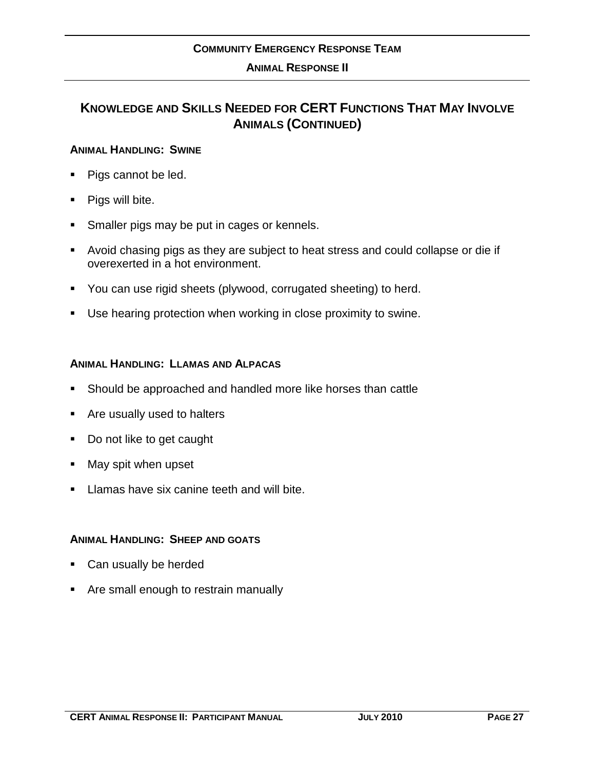## Knowledge and Skills Needed for CERT Functions That May Involve Animals (Continued)

### Animal Handling: Swine

- Pigs cannot be led.
- Pigs will bite.
- Smaller pigs may be put in cages or kennels.
- Avoid chasing pigs as they are subject to heat stress and could collapse or die if overexerted in a hot environment.
- You can use rigid sheets (plywood, corrugated sheeting) to herd.
- Use hearing protection when working in close proximity to swine.

### Animal Handling: Llamas and Alpacas

- Should be approached and handled more like horses than cattle
- Are usually used to halters
- Do not like to get caught
- May spit when upset
- Llamas have six canine teeth and will bite.

### Animal Handling: Sheep and Goats

- Can usually be herded
- Are small enough to restrain manually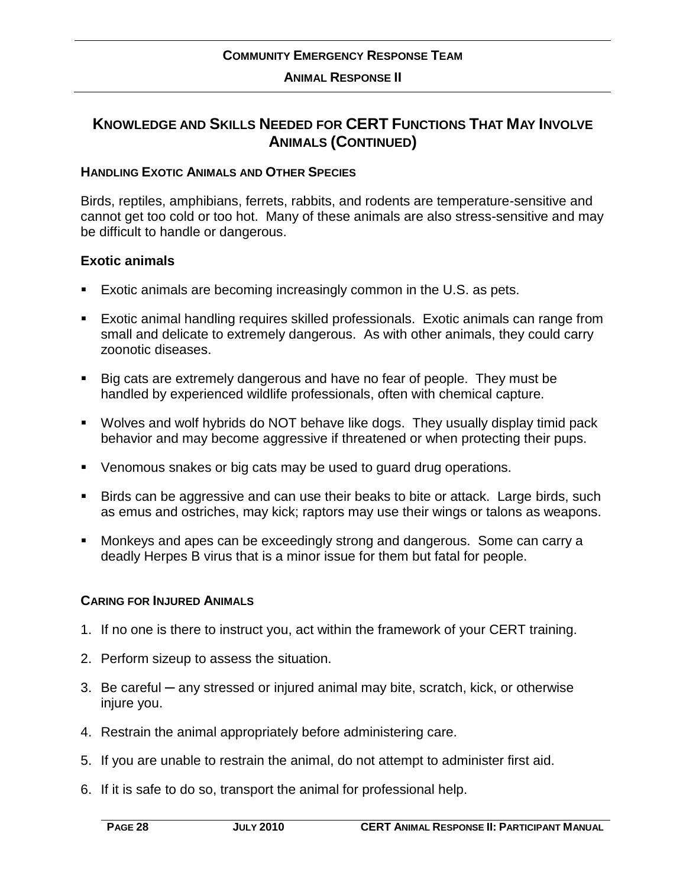## Knowledge and Skills Needed for CERT Functions That May Involve Animals (Continued)

### Handling Exotic Animals and Other Species

Birds, reptiles, amphibians, ferrets, rabbits, and rodents are temperature-sensitive and cannot get too cold or too hot. Many of these animals are also stress-sensitive and may be difficult to handle or dangerous.

**Exotic animals**

- Exotic animals are becoming increasingly common in the U.S. as pets.
- Exotic animal handling requires skilled professionals. Exotic animals can range from small and delicate to extremely dangerous. As with other animals, they could carry zoonotic diseases.
- Big cats are extremely dangerous and have no fear of people. They must be handled by experienced wildlife professionals, often with chemical capture.
- Wolves and wolf hybrids do NOT behave like dogs. They usually display timid pack behavior and may become aggressive if threatened or when protecting their pups.
- Venomous snakes or big cats may be used to guard drug operations.
- Birds can be aggressive and can use their beaks to bite or attack. Large birds, such as emus and ostriches, may kick; raptors may use their wings or talons as weapons.
- Monkeys and apes can be exceedingly strong and dangerous. Some can carry a deadly Herpes B virus that is a minor issue for them but fatal for people.

### Caring for Injured Animals

1. If no one is there to instruct you, act within the framework of your CERT training.
2. Perform sizeup to assess the situation.
3. Be careful ─ any stressed or injured animal may bite, scratch, kick, or otherwise injure you.
4. Restrain the animal appropriately before administering care.
5. If you are unable to restrain the animal, do not attempt to administer first aid.
6. If it is safe to do so, transport the animal for professional help.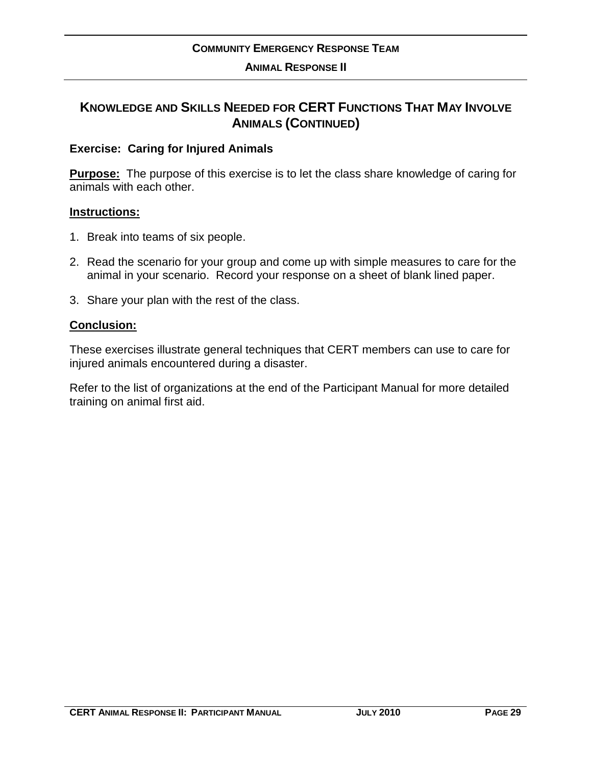## Knowledge and Skills Needed for CERT Functions That May Involve Animals (Continued)

**Exercise: Caring for Injured Animals**

**Purpose:** The purpose of this exercise is to let the class share knowledge of caring for animals with each other.

**Instructions:**

1. Break into teams of six people.
2. Read the scenario for your group and come up with simple measures to care for the animal in your scenario. Record your response on a sheet of blank lined paper.
3. Share your plan with the rest of the class.

**Conclusion:**

These exercises illustrate general techniques that CERT members can use to care for injured animals encountered during a disaster.

Refer to the list of organizations at the end of the Participant Manual for more detailed training on animal first aid.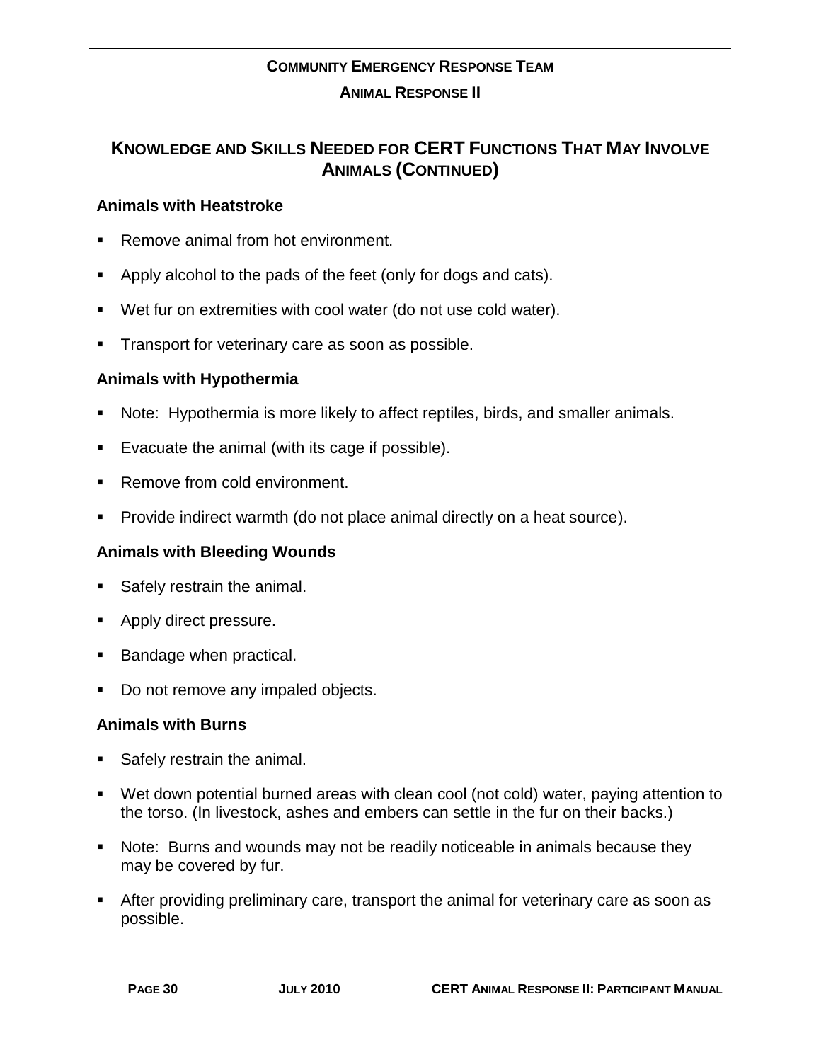## Knowledge and Skills Needed for CERT Functions That May Involve Animals (Continued)

### Animals with Heatstroke

- Remove animal from hot environment.
- Apply alcohol to the pads of the feet (only for dogs and cats).
- Wet fur on extremities with cool water (do not use cold water).
- Transport for veterinary care as soon as possible.

### Animals with Hypothermia

- Note: Hypothermia is more likely to affect reptiles, birds, and smaller animals.
- Evacuate the animal (with its cage if possible).
- Remove from cold environment.
- Provide indirect warmth (do not place animal directly on a heat source).

### Animals with Bleeding Wounds

- Safely restrain the animal.
- Apply direct pressure.
- Bandage when practical.
- Do not remove any impaled objects.

### Animals with Burns

- Safely restrain the animal.
- Wet down potential burned areas with clean cool (not cold) water, paying attention to the torso. (In livestock, ashes and embers can settle in the fur on their backs.)
- Note: Burns and wounds may not be readily noticeable in animals because they may be covered by fur.
- After providing preliminary care, transport the animal for veterinary care as soon as possible.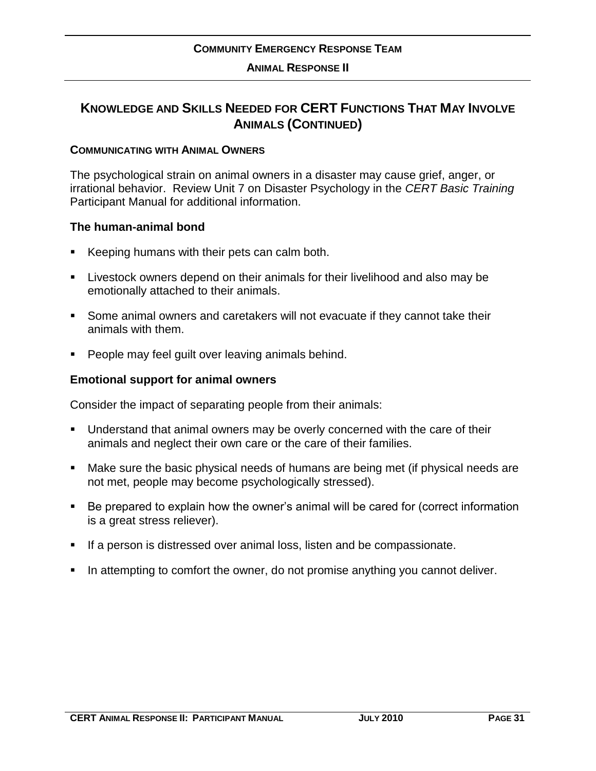## Knowledge and Skills Needed for CERT Functions That May Involve Animals (Continued)

**Communicating with Animal Owners**

The psychological strain on animal owners in a disaster may cause grief, anger, or irrational behavior. Review Unit 7 on Disaster Psychology in the *CERT Basic Training* Participant Manual for additional information.

### The human-animal bond

- Keeping humans with their pets can calm both.
- Livestock owners depend on their animals for their livelihood and also may be emotionally attached to their animals.
- Some animal owners and caretakers will not evacuate if they cannot take their animals with them.
- People may feel guilt over leaving animals behind.

### Emotional support for animal owners

Consider the impact of separating people from their animals:

- Understand that animal owners may be overly concerned with the care of their animals and neglect their own care or the care of their families.
- Make sure the basic physical needs of humans are being met (if physical needs are not met, people may become psychologically stressed).
- Be prepared to explain how the owner's animal will be cared for (correct information is a great stress reliever).
- If a person is distressed over animal loss, listen and be compassionate.
- In attempting to comfort the owner, do not promise anything you cannot deliver.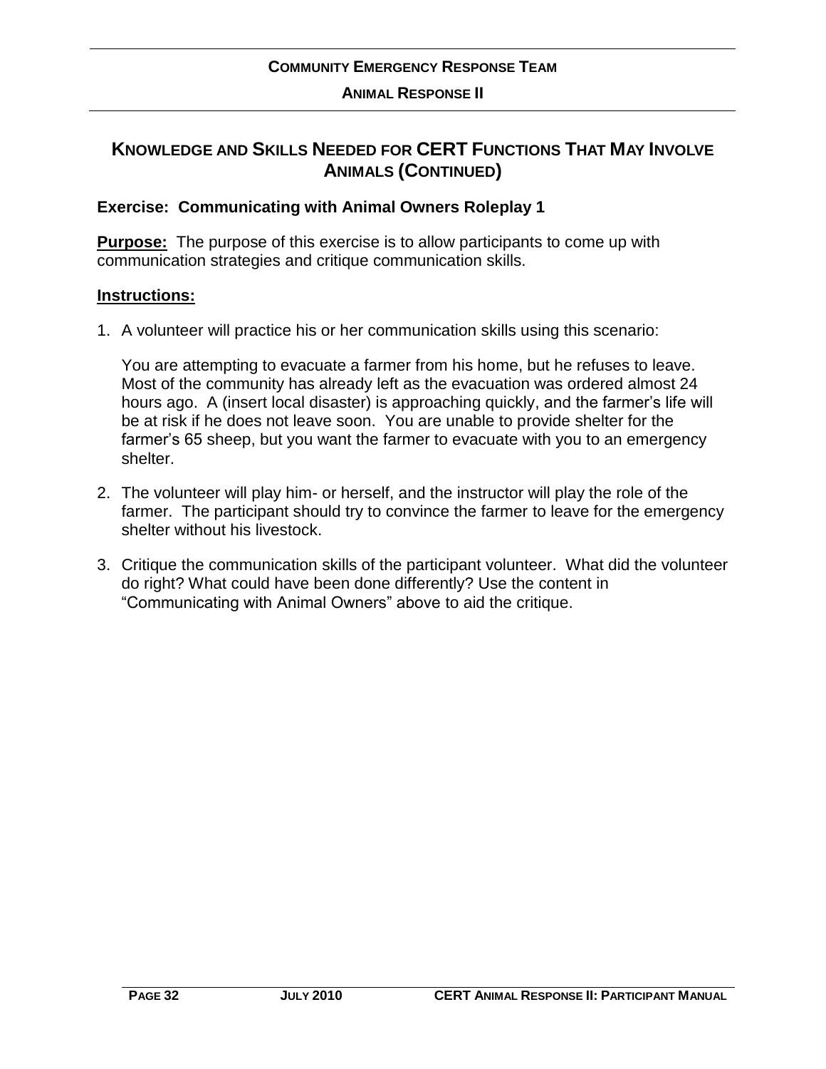## Knowledge and Skills Needed for CERT Functions That May Involve Animals (Continued)

### Exercise: Communicating with Animal Owners Roleplay 1

**Purpose:** The purpose of this exercise is to allow participants to come up with communication strategies and critique communication skills.

**Instructions:**

1. A volunteer will practice his or her communication skills using this scenario:

   You are attempting to evacuate a farmer from his home, but he refuses to leave. Most of the community has already left as the evacuation was ordered almost 24 hours ago. A (insert local disaster) is approaching quickly, and the farmer's life will be at risk if he does not leave soon. You are unable to provide shelter for the farmer's 65 sheep, but you want the farmer to evacuate with you to an emergency shelter.

2. The volunteer will play him- or herself, and the instructor will play the role of the farmer. The participant should try to convince the farmer to leave for the emergency shelter without his livestock.

3. Critique the communication skills of the participant volunteer. What did the volunteer do right? What could have been done differently? Use the content in "Communicating with Animal Owners" above to aid the critique.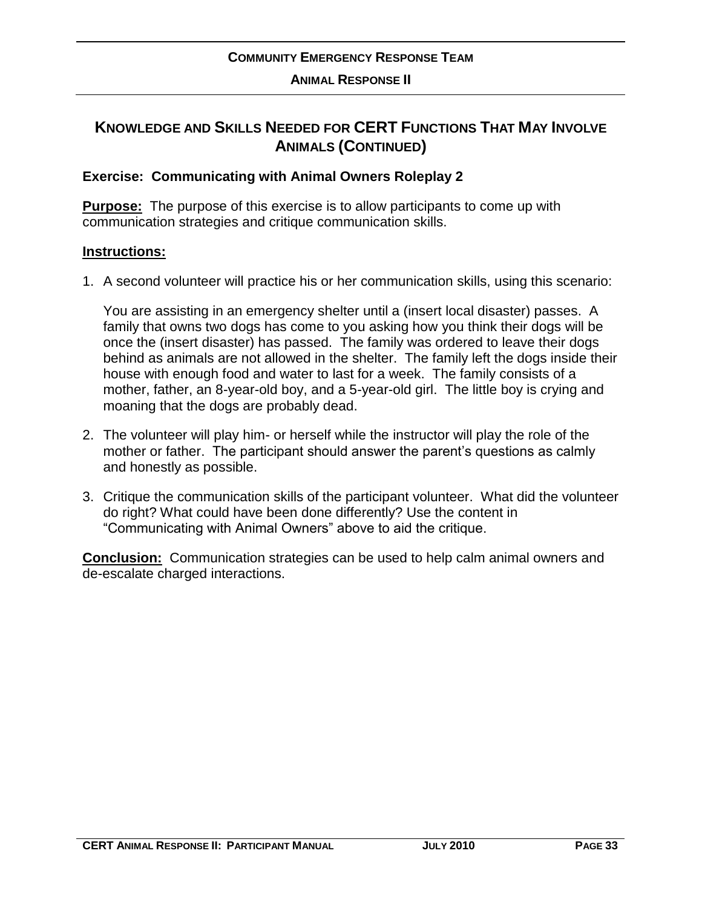## KNOWLEDGE AND SKILLS NEEDED FOR CERT FUNCTIONS THAT MAY INVOLVE ANIMALS (CONTINUED)

### Exercise: Communicating with Animal Owners Roleplay 2

**Purpose:** The purpose of this exercise is to allow participants to come up with communication strategies and critique communication skills.

**Instructions:**

1. A second volunteer will practice his or her communication skills, using this scenario:

   You are assisting in an emergency shelter until a (insert local disaster) passes. A family that owns two dogs has come to you asking how you think their dogs will be once the (insert disaster) has passed. The family was ordered to leave their dogs behind as animals are not allowed in the shelter. The family left the dogs inside their house with enough food and water to last for a week. The family consists of a mother, father, an 8-year-old boy, and a 5-year-old girl. The little boy is crying and moaning that the dogs are probably dead.

2. The volunteer will play him- or herself while the instructor will play the role of the mother or father. The participant should answer the parent's questions as calmly and honestly as possible.

3. Critique the communication skills of the participant volunteer. What did the volunteer do right? What could have been done differently? Use the content in "Communicating with Animal Owners" above to aid the critique.

**Conclusion:** Communication strategies can be used to help calm animal owners and de-escalate charged interactions.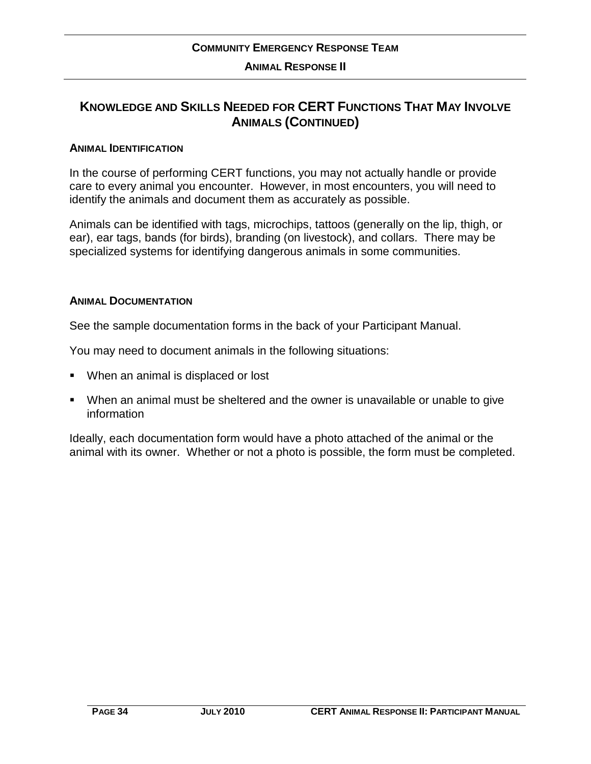## Knowledge and Skills Needed for CERT Functions That May Involve Animals (Continued)

### Animal Identification

In the course of performing CERT functions, you may not actually handle or provide care to every animal you encounter. However, in most encounters, you will need to identify the animals and document them as accurately as possible.

Animals can be identified with tags, microchips, tattoos (generally on the lip, thigh, or ear), ear tags, bands (for birds), branding (on livestock), and collars. There may be specialized systems for identifying dangerous animals in some communities.

### Animal Documentation

See the sample documentation forms in the back of your Participant Manual.

You may need to document animals in the following situations:

- When an animal is displaced or lost
- When an animal must be sheltered and the owner is unavailable or unable to give information

Ideally, each documentation form would have a photo attached of the animal or the animal with its owner. Whether or not a photo is possible, the form must be completed.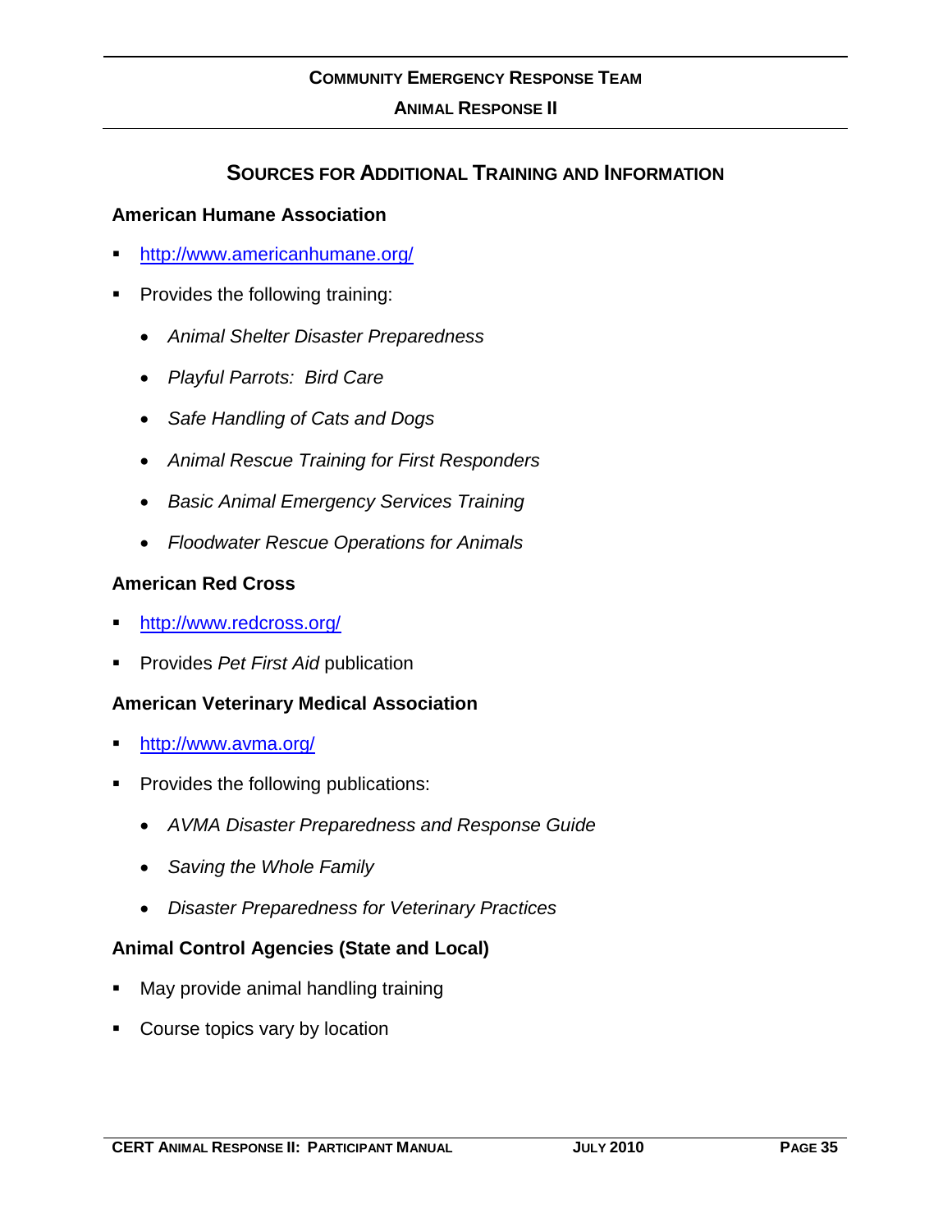## Sources for Additional Training and Information

### American Humane Association

- http://www.americanhumane.org/
- Provides the following training:
  - *Animal Shelter Disaster Preparedness*
  - *Playful Parrots: Bird Care*
  - *Safe Handling of Cats and Dogs*
  - *Animal Rescue Training for First Responders*
  - *Basic Animal Emergency Services Training*
  - *Floodwater Rescue Operations for Animals*

### American Red Cross

- http://www.redcross.org/
- Provides *Pet First Aid* publication

### American Veterinary Medical Association

- http://www.avma.org/
- Provides the following publications:
  - *AVMA Disaster Preparedness and Response Guide*
  - *Saving the Whole Family*
  - *Disaster Preparedness for Veterinary Practices*

### Animal Control Agencies (State and Local)

- May provide animal handling training
- Course topics vary by location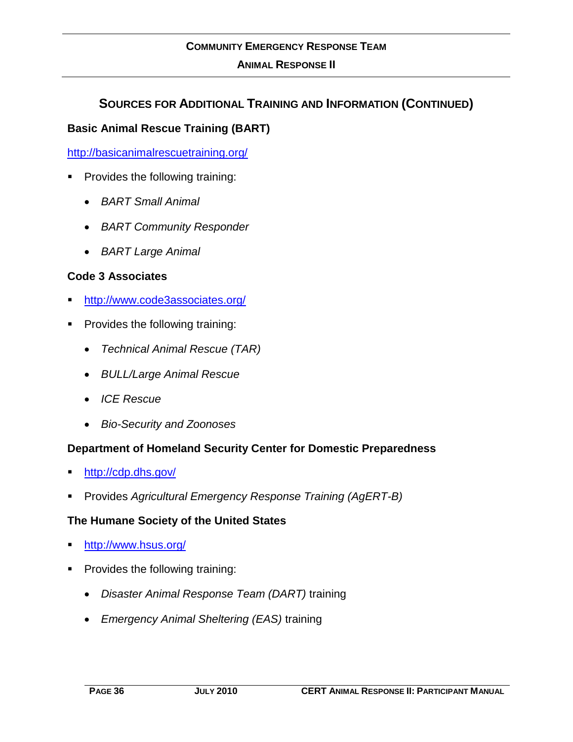## Sources for Additional Training and Information (Continued)

### Basic Animal Rescue Training (BART)

http://basicanimalrescuetraining.org/

- Provides the following training:
  - *BART Small Animal*
  - *BART Community Responder*
  - *BART Large Animal*

### Code 3 Associates

- http://www.code3associates.org/
- Provides the following training:
  - *Technical Animal Rescue (TAR)*
  - *BULL/Large Animal Rescue*
  - *ICE Rescue*
  - *Bio-Security and Zoonoses*

### Department of Homeland Security Center for Domestic Preparedness

- http://cdp.dhs.gov/
- Provides *Agricultural Emergency Response Training (AgERT-B)*

### The Humane Society of the United States

- http://www.hsus.org/
- Provides the following training:
  - *Disaster Animal Response Team (DART)* training
  - *Emergency Animal Sheltering (EAS)* training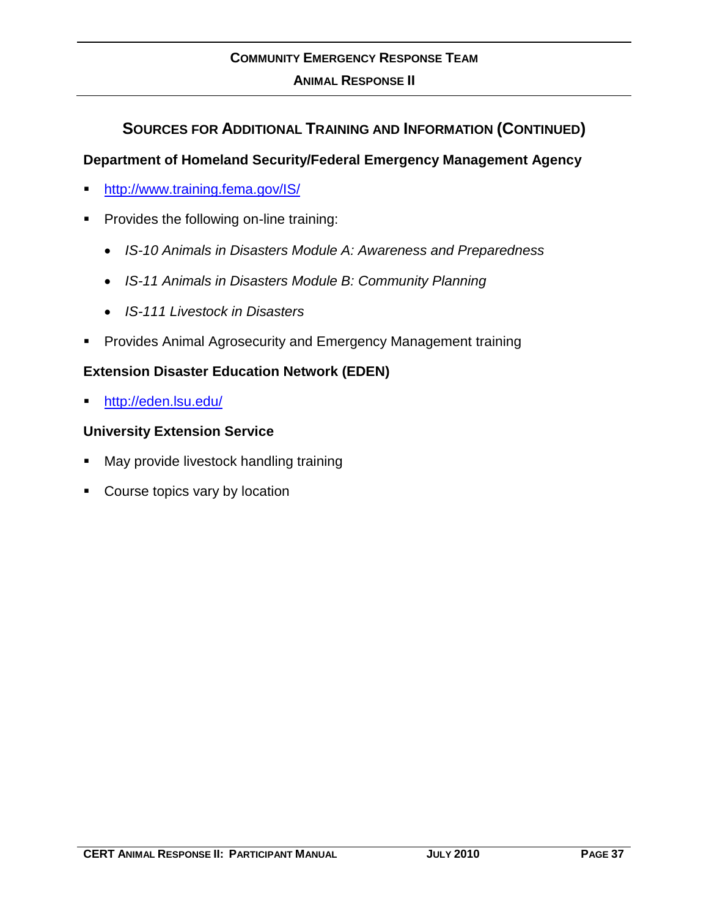## Sources for Additional Training and Information (Continued)

### Department of Homeland Security/Federal Emergency Management Agency

- http://www.training.fema.gov/IS/
- Provides the following on-line training:
  - *IS-10 Animals in Disasters Module A: Awareness and Preparedness*
  - *IS-11 Animals in Disasters Module B: Community Planning*
  - *IS-111 Livestock in Disasters*
- Provides Animal Agrosecurity and Emergency Management training

### Extension Disaster Education Network (EDEN)

- http://eden.lsu.edu/

### University Extension Service

- May provide livestock handling training
- Course topics vary by location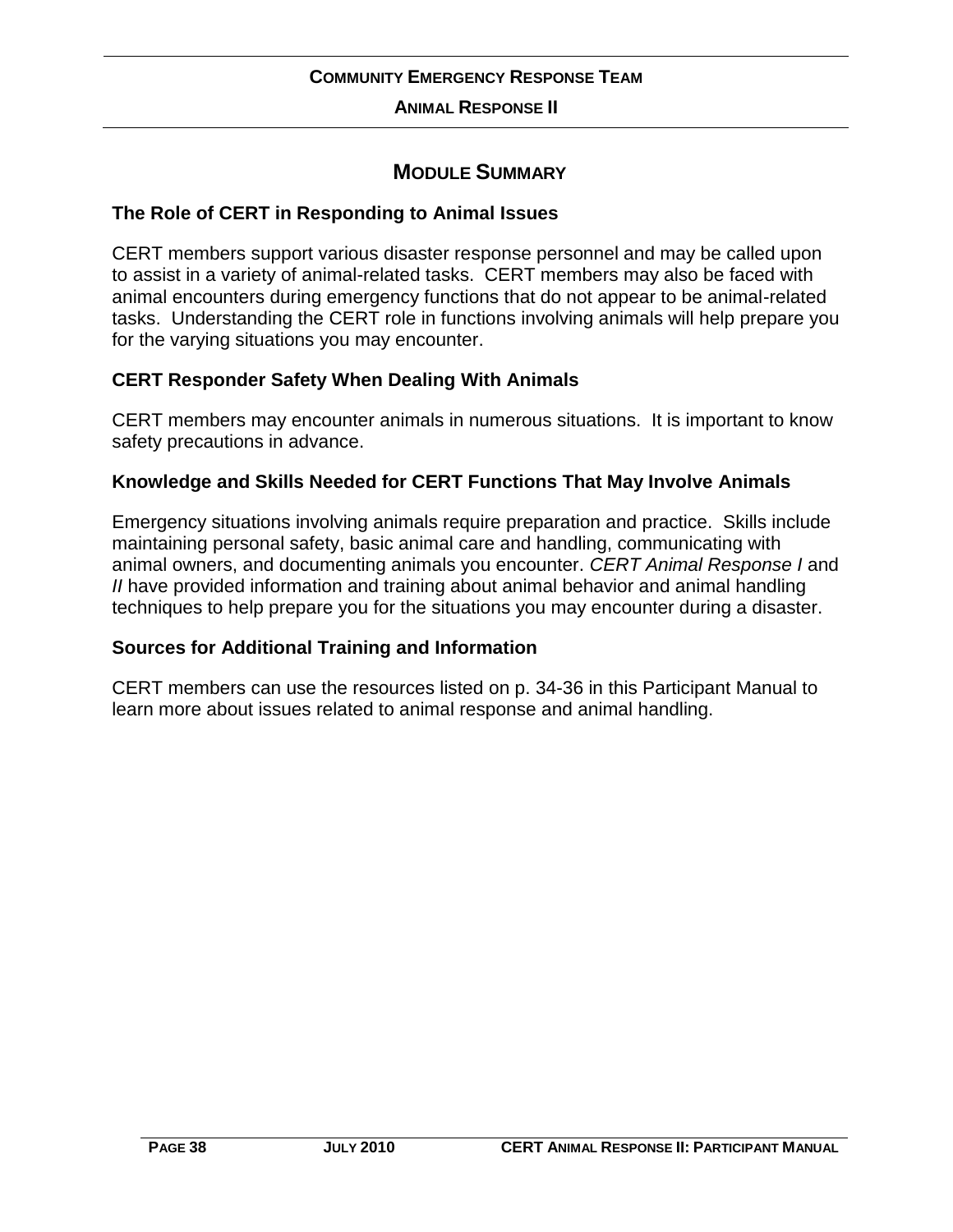# MODULE SUMMARY

### The Role of CERT in Responding to Animal Issues

CERT members support various disaster response personnel and may be called upon to assist in a variety of animal-related tasks. CERT members may also be faced with animal encounters during emergency functions that do not appear to be animal-related tasks. Understanding the CERT role in functions involving animals will help prepare you for the varying situations you may encounter.

### CERT Responder Safety When Dealing With Animals

CERT members may encounter animals in numerous situations. It is important to know safety precautions in advance.

### Knowledge and Skills Needed for CERT Functions That May Involve Animals

Emergency situations involving animals require preparation and practice. Skills include maintaining personal safety, basic animal care and handling, communicating with animal owners, and documenting animals you encounter. *CERT Animal Response I* and *II* have provided information and training about animal behavior and animal handling techniques to help prepare you for the situations you may encounter during a disaster.

### Sources for Additional Training and Information

CERT members can use the resources listed on p. 34-36 in this Participant Manual to learn more about issues related to animal response and animal handling.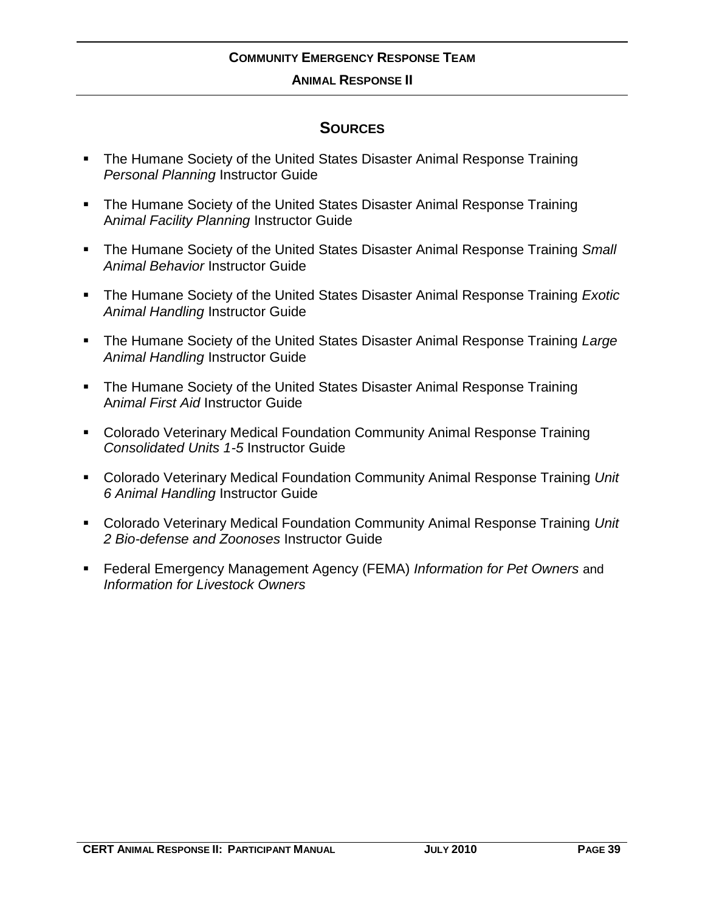## Sources

- The Humane Society of the United States Disaster Animal Response Training *Personal Planning* Instructor Guide
- The Humane Society of the United States Disaster Animal Response Training A*nimal Facility Planning* Instructor Guide
- The Humane Society of the United States Disaster Animal Response Training *Small Animal Behavior* Instructor Guide
- The Humane Society of the United States Disaster Animal Response Training *Exotic Animal Handling* Instructor Guide
- The Humane Society of the United States Disaster Animal Response Training *Large Animal Handling* Instructor Guide
- The Humane Society of the United States Disaster Animal Response Training A*nimal First Aid* Instructor Guide
- Colorado Veterinary Medical Foundation Community Animal Response Training *Consolidated Units 1-5* Instructor Guide
- Colorado Veterinary Medical Foundation Community Animal Response Training *Unit 6 Animal Handling* Instructor Guide
- Colorado Veterinary Medical Foundation Community Animal Response Training *Unit 2 Bio-defense and Zoonoses* Instructor Guide
- Federal Emergency Management Agency (FEMA) *Information for Pet Owners* and *Information for Livestock Owners*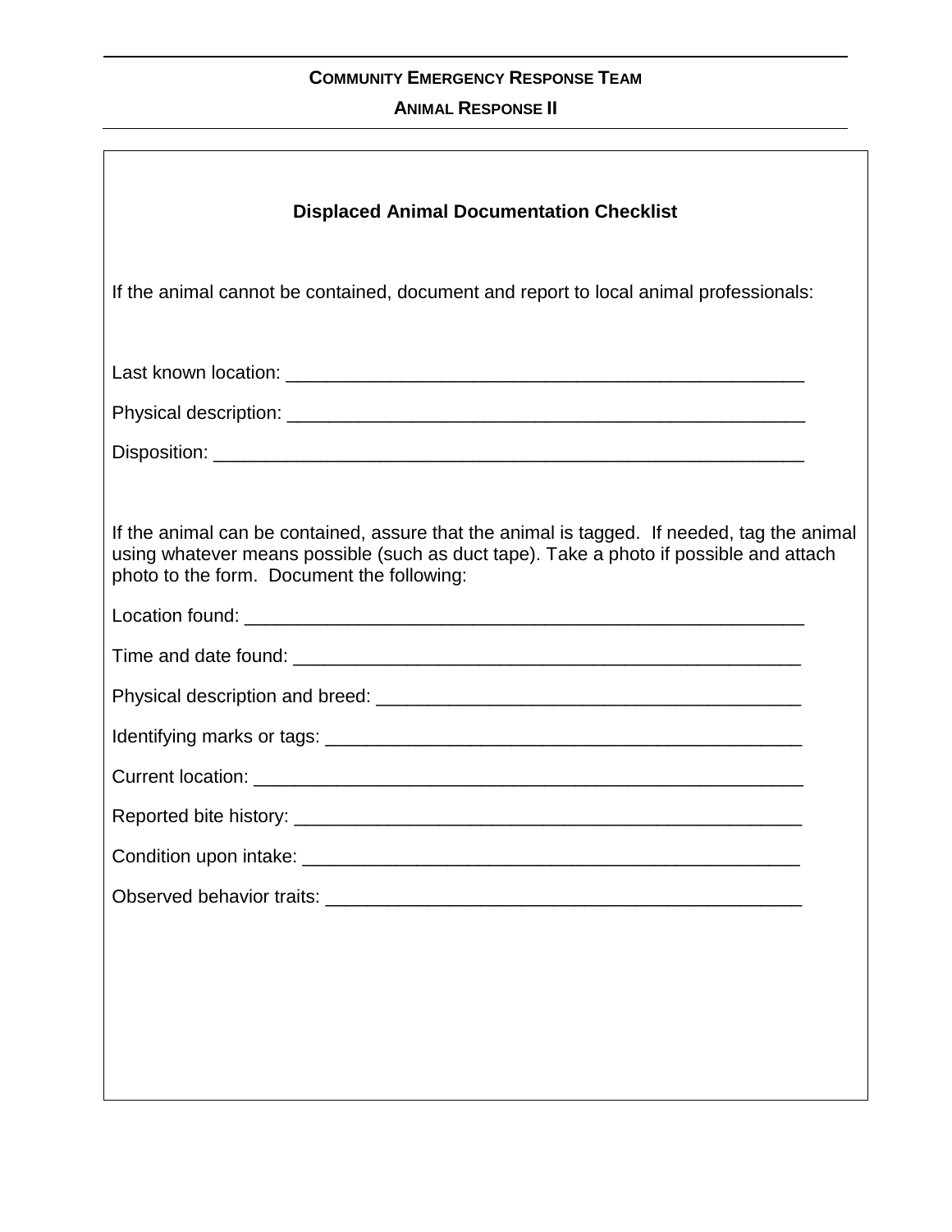## Displaced Animal Documentation Checklist

If the animal cannot be contained, document and report to local animal professionals:

Last known location: ____________________________________________________

Physical description: ____________________________________________________

Disposition: ____________________________________________________________

If the animal can be contained, assure that the animal is tagged. If needed, tag the animal using whatever means possible (such as duct tape). Take a photo if possible and attach photo to the form. Document the following:

Location found: _________________________________________________________

Time and date found: ____________________________________________________

Physical description and breed: ___________________________________________

Identifying marks or tags: ________________________________________________

Current location: _______________________________________________________

Reported bite history: ___________________________________________________

Condition upon intake: ___________________________________________________

Observed behavior traits: _________________________________________________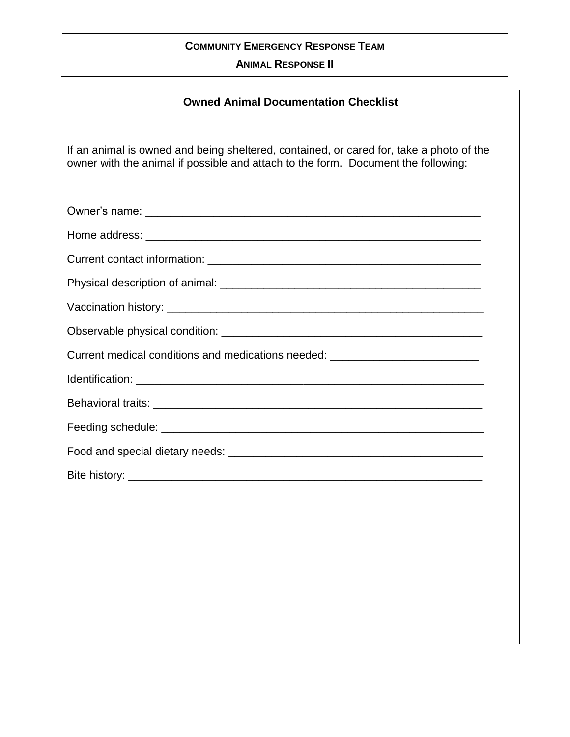## Owned Animal Documentation Checklist

If an animal is owned and being sheltered, contained, or cared for, take a photo of the owner with the animal if possible and attach to the form. Document the following:

Owner's name: _______________________________________________________

Home address: _______________________________________________________

Current contact information: ____________________________________________

Physical description of animal: __________________________________________

Vaccination history: ___________________________________________________

Observable physical condition: __________________________________________

Current medical conditions and medications needed: _______________________

Identification: _______________________________________________________

Behavioral traits: _____________________________________________________

Feeding schedule: ____________________________________________________

Food and special dietary needs: _________________________________________

Bite history: _________________________________________________________